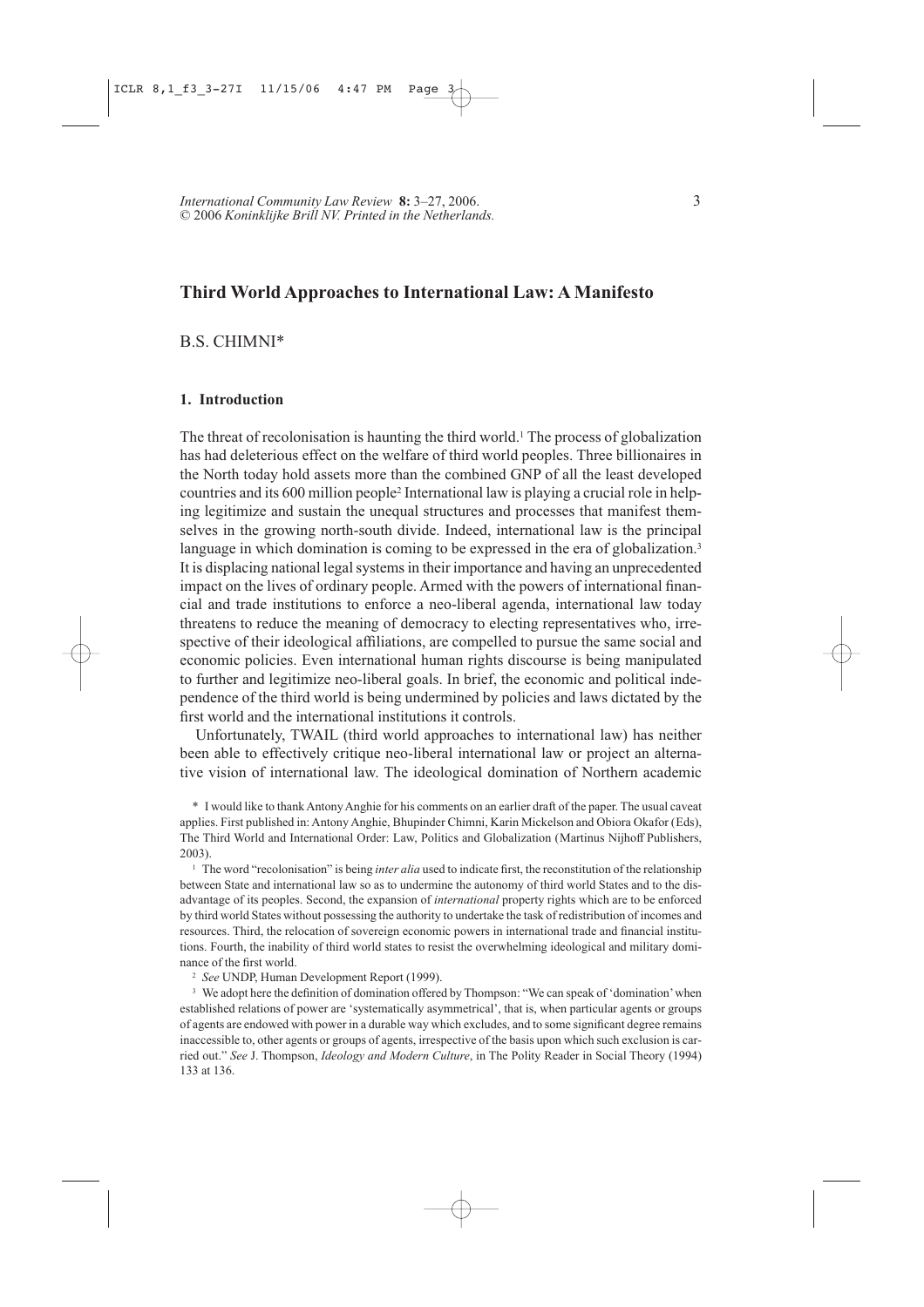# Third World Approaches to International Law: A Manifesto

B.S. CHIMNI*

## 1. Introduction

The threat of recolonisation is haunting the third world.[1] The process of globalization has had deleterious effect on the welfare of third world peoples. Three billionaires in the North today hold assets more than the combined GNP of all the least developed countries and its 600 million people[2] International law is playing a crucial role in helping legitimize and sustain the unequal structures and processes that manifest themselves in the growing north-south divide. Indeed, international law is the principal language in which domination is coming to be expressed in the era of globalization.[3] It is displacing national legal systems in their importance and having an unprecedented impact on the lives of ordinary people. Armed with the powers of international financial and trade institutions to enforce a neo-liberal agenda, international law today threatens to reduce the meaning of democracy to electing representatives who, irrespective of their ideological affiliations, are compelled to pursue the same social and economic policies. Even international human rights discourse is being manipulated to further and legitimize neo-liberal goals. In brief, the economic and political independence of the third world is being undermined by policies and laws dictated by the first world and the international institutions it controls.

Unfortunately, TWAIL (third world approaches to international law) has neither been able to effectively critique neo-liberal international law or project an alternative vision of international law. The ideological domination of Northern academic

\* I would like to thank Antony Anghie for his comments on an earlier draft of the paper. The usual caveat applies. First published in: Antony Anghie, Bhupinder Chimni, Karin Mickelson and Obiora Okafor (Eds), The Third World and International Order: Law, Politics and Globalization (Martinus Nijhoff Publishers, 2003).

[1] The word "recolonisation" is being *inter alia* used to indicate first, the reconstitution of the relationship between State and international law so as to undermine the autonomy of third world States and to the disadvantage of its peoples. Second, the expansion of *international* property rights which are to be enforced by third world States without possessing the authority to undertake the task of redistribution of incomes and resources. Third, the relocation of sovereign economic powers in international trade and financial institutions. Fourth, the inability of third world states to resist the overwhelming ideological and military dominance of the first world.

[2] *See* UNDP, Human Development Report (1999).

[3] We adopt here the definition of domination offered by Thompson: "We can speak of 'domination' when established relations of power are 'systematically asymmetrical', that is, when particular agents or groups of agents are endowed with power in a durable way which excludes, and to some significant degree remains inaccessible to, other agents or groups of agents, irrespective of the basis upon which such exclusion is carried out." *See* J. Thompson, *Ideology and Modern Culture*, in The Polity Reader in Social Theory (1994) 133 at 136.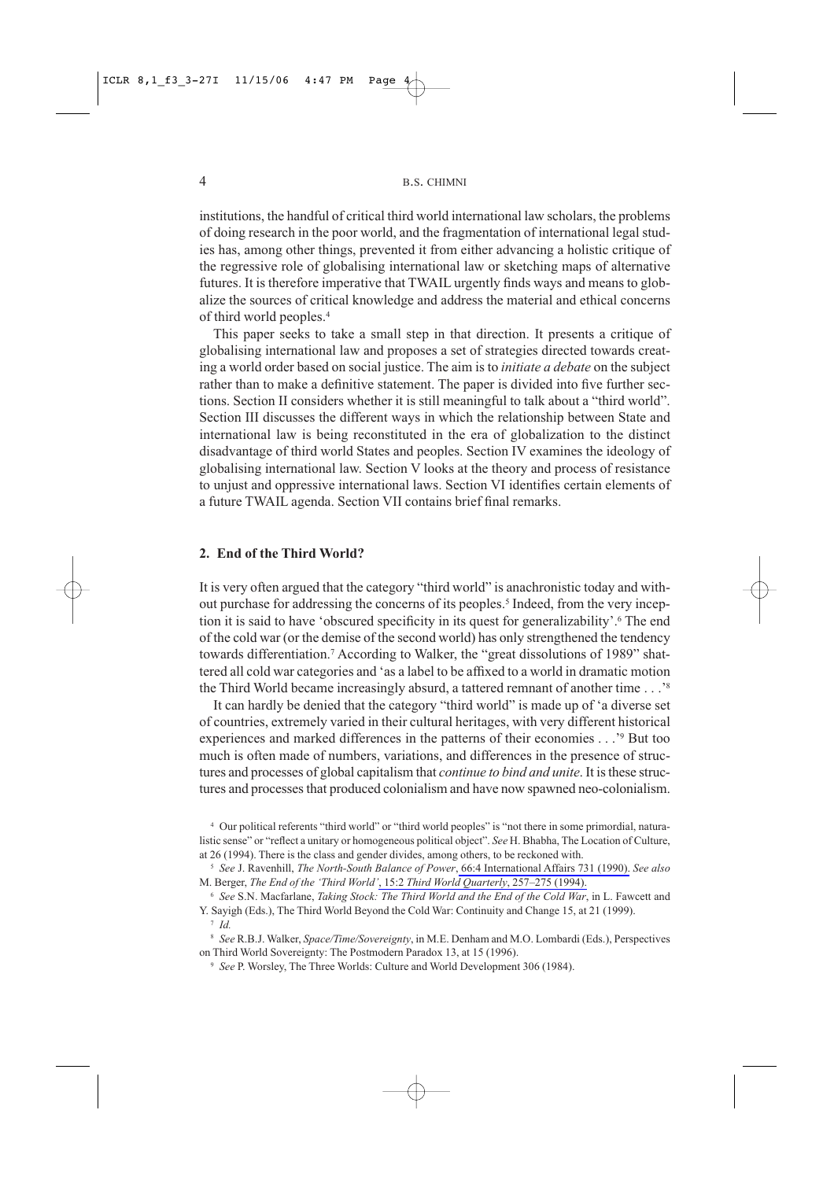institutions, the handful of critical third world international law scholars, the problems of doing research in the poor world, and the fragmentation of international legal studies has, among other things, prevented it from either advancing a holistic critique of the regressive role of globalising international law or sketching maps of alternative futures. It is therefore imperative that TWAIL urgently finds ways and means to globalize the sources of critical knowledge and address the material and ethical concerns of third world peoples.[4]

This paper seeks to take a small step in that direction. It presents a critique of globalising international law and proposes a set of strategies directed towards creating a world order based on social justice. The aim is to *initiate a debate* on the subject rather than to make a definitive statement. The paper is divided into five further sections. Section II considers whether it is still meaningful to talk about a "third world". Section III discusses the different ways in which the relationship between State and international law is being reconstituted in the era of globalization to the distinct disadvantage of third world States and peoples. Section IV examines the ideology of globalising international law. Section V looks at the theory and process of resistance to unjust and oppressive international laws. Section VI identifies certain elements of a future TWAIL agenda. Section VII contains brief final remarks.

## 2. End of the Third World?

It is very often argued that the category "third world" is anachronistic today and without purchase for addressing the concerns of its peoples.[5] Indeed, from the very inception it is said to have 'obscured specificity in its quest for generalizability'.[6] The end of the cold war (or the demise of the second world) has only strengthened the tendency towards differentiation.[7] According to Walker, the "great dissolutions of 1989" shattered all cold war categories and 'as a label to be affixed to a world in dramatic motion the Third World became increasingly absurd, a tattered remnant of another time . . .'[8]

It can hardly be denied that the category "third world" is made up of 'a diverse set of countries, extremely varied in their cultural heritages, with very different historical experiences and marked differences in the patterns of their economies . . .'[9] But too much is often made of numbers, variations, and differences in the presence of structures and processes of global capitalism that *continue to bind and unite*. It is these structures and processes that produced colonialism and have now spawned neo-colonialism.

[4] Our political referents "third world" or "third world peoples" is "not there in some primordial, naturalistic sense" or "reflect a unitary or homogeneous political object". *See* H. Bhabha, The Location of Culture, at 26 (1994). There is the class and gender divides, among others, to be reckoned with.

[5] *See* J. Ravenhill, *The North-South Balance of Power*, 66:4 International Affairs 731 (1990). *See also* M. Berger, *The End of the 'Third World'*, 15:2 *Third World Quarterly*, 257–275 (1994).

[6] *See* S.N. Macfarlane, *Taking Stock: The Third World and the End of the Cold War*, in L. Fawcett and Y. Sayigh (Eds.), The Third World Beyond the Cold War: Continuity and Change 15, at 21 (1999).

[7] *Id.*

[8] *See* R.B.J. Walker, *Space/Time/Sovereignty*, in M.E. Denham and M.O. Lombardi (Eds.), Perspectives on Third World Sovereignty: The Postmodern Paradox 13, at 15 (1996).

[9] *See* P. Worsley, The Three Worlds: Culture and World Development 306 (1984).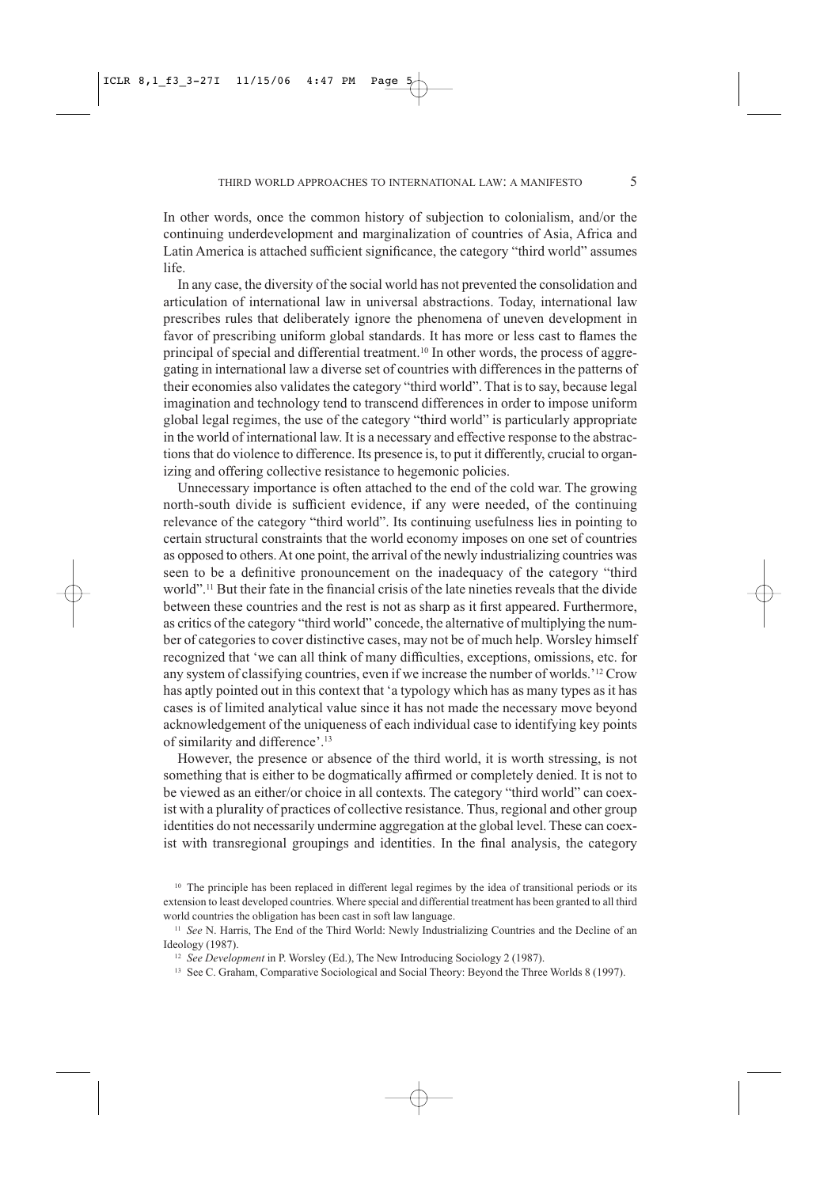In other words, once the common history of subjection to colonialism, and/or the continuing underdevelopment and marginalization of countries of Asia, Africa and Latin America is attached sufficient significance, the category "third world" assumes life.

In any case, the diversity of the social world has not prevented the consolidation and articulation of international law in universal abstractions. Today, international law prescribes rules that deliberately ignore the phenomena of uneven development in favor of prescribing uniform global standards. It has more or less cast to flames the principal of special and differential treatment.[10] In other words, the process of aggregating in international law a diverse set of countries with differences in the patterns of their economies also validates the category "third world". That is to say, because legal imagination and technology tend to transcend differences in order to impose uniform global legal regimes, the use of the category "third world" is particularly appropriate in the world of international law. It is a necessary and effective response to the abstractions that do violence to difference. Its presence is, to put it differently, crucial to organizing and offering collective resistance to hegemonic policies.

Unnecessary importance is often attached to the end of the cold war. The growing north-south divide is sufficient evidence, if any were needed, of the continuing relevance of the category "third world". Its continuing usefulness lies in pointing to certain structural constraints that the world economy imposes on one set of countries as opposed to others. At one point, the arrival of the newly industrializing countries was seen to be a definitive pronouncement on the inadequacy of the category "third world".[11] But their fate in the financial crisis of the late nineties reveals that the divide between these countries and the rest is not as sharp as it first appeared. Furthermore, as critics of the category "third world" concede, the alternative of multiplying the number of categories to cover distinctive cases, may not be of much help. Worsley himself recognized that 'we can all think of many difficulties, exceptions, omissions, etc. for any system of classifying countries, even if we increase the number of worlds.'[12] Crow has aptly pointed out in this context that 'a typology which has as many types as it has cases is of limited analytical value since it has not made the necessary move beyond acknowledgement of the uniqueness of each individual case to identifying key points of similarity and difference'.[13]

However, the presence or absence of the third world, it is worth stressing, is not something that is either to be dogmatically affirmed or completely denied. It is not to be viewed as an either/or choice in all contexts. The category "third world" can coexist with a plurality of practices of collective resistance. Thus, regional and other group identities do not necessarily undermine aggregation at the global level. These can coexist with transregional groupings and identities. In the final analysis, the category

---

[10] The principle has been replaced in different legal regimes by the idea of transitional periods or its extension to least developed countries. Where special and differential treatment has been granted to all third world countries the obligation has been cast in soft law language.

[11] *See* N. Harris, The End of the Third World: Newly Industrializing Countries and the Decline of an Ideology (1987).

[12] *See Development* in P. Worsley (Ed.), The New Introducing Sociology 2 (1987).

[13] See C. Graham, Comparative Sociological and Social Theory: Beyond the Three Worlds 8 (1997).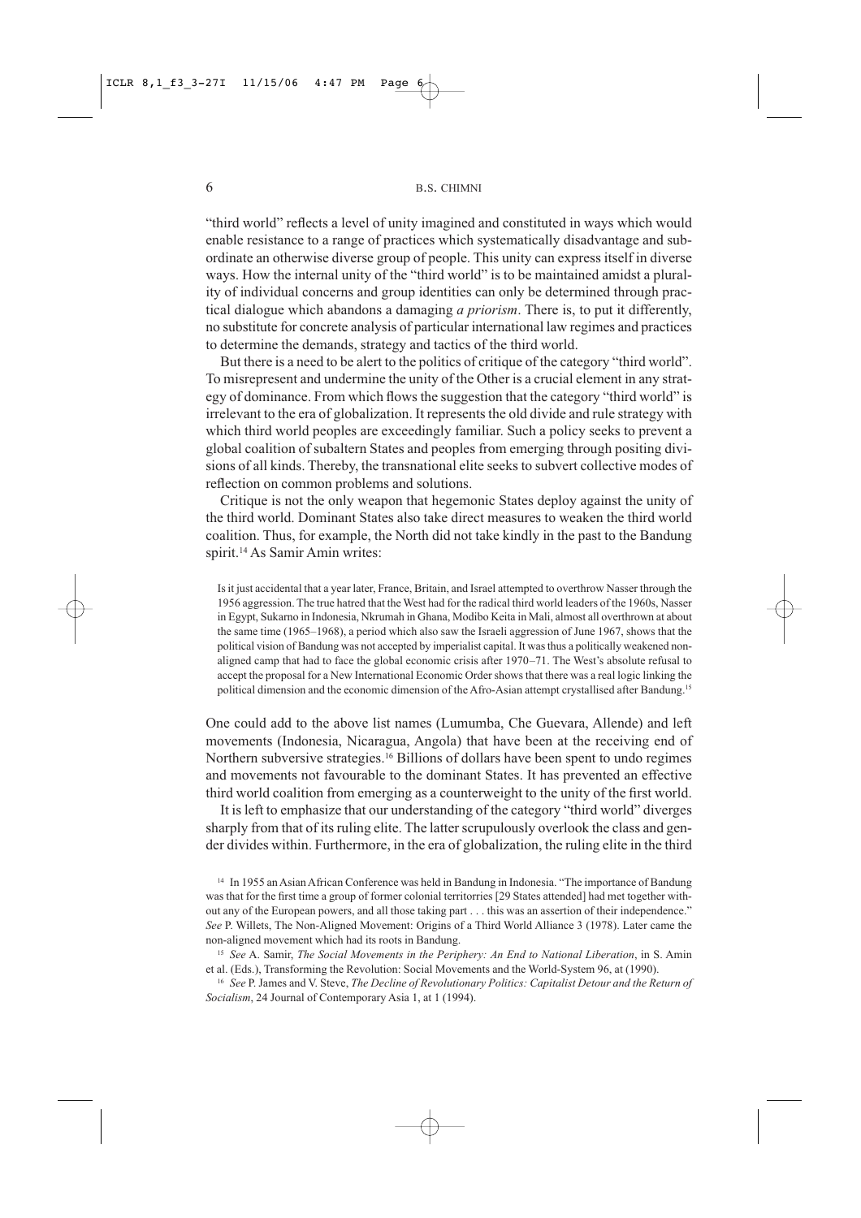"third world" reflects a level of unity imagined and constituted in ways which would enable resistance to a range of practices which systematically disadvantage and subordinate an otherwise diverse group of people. This unity can express itself in diverse ways. How the internal unity of the "third world" is to be maintained amidst a plurality of individual concerns and group identities can only be determined through practical dialogue which abandons a damaging *a priorism*. There is, to put it differently, no substitute for concrete analysis of particular international law regimes and practices to determine the demands, strategy and tactics of the third world.

But there is a need to be alert to the politics of critique of the category "third world". To misrepresent and undermine the unity of the Other is a crucial element in any strategy of dominance. From which flows the suggestion that the category "third world" is irrelevant to the era of globalization. It represents the old divide and rule strategy with which third world peoples are exceedingly familiar. Such a policy seeks to prevent a global coalition of subaltern States and peoples from emerging through positing divisions of all kinds. Thereby, the transnational elite seeks to subvert collective modes of reflection on common problems and solutions.

Critique is not the only weapon that hegemonic States deploy against the unity of the third world. Dominant States also take direct measures to weaken the third world coalition. Thus, for example, the North did not take kindly in the past to the Bandung spirit.[14] As Samir Amin writes:

> Is it just accidental that a year later, France, Britain, and Israel attempted to overthrow Nasser through the 1956 aggression. The true hatred that the West had for the radical third world leaders of the 1960s, Nasser in Egypt, Sukarno in Indonesia, Nkrumah in Ghana, Modibo Keita in Mali, almost all overthrown at about the same time (1965–1968), a period which also saw the Israeli aggression of June 1967, shows that the political vision of Bandung was not accepted by imperialist capital. It was thus a politically weakened non-aligned camp that had to face the global economic crisis after 1970–71. The West's absolute refusal to accept the proposal for a New International Economic Order shows that there was a real logic linking the political dimension and the economic dimension of the Afro-Asian attempt crystallised after Bandung.[15]

One could add to the above list names (Lumumba, Che Guevara, Allende) and left movements (Indonesia, Nicaragua, Angola) that have been at the receiving end of Northern subversive strategies.[16] Billions of dollars have been spent to undo regimes and movements not favourable to the dominant States. It has prevented an effective third world coalition from emerging as a counterweight to the unity of the first world.

It is left to emphasize that our understanding of the category "third world" diverges sharply from that of its ruling elite. The latter scrupulously overlook the class and gender divides within. Furthermore, in the era of globalization, the ruling elite in the third

---

[14] In 1955 an Asian African Conference was held in Bandung in Indonesia. "The importance of Bandung was that for the first time a group of former colonial territorries [29 States attended] had met together without any of the European powers, and all those taking part . . . this was an assertion of their independence." *See* P. Willets, The Non-Aligned Movement: Origins of a Third World Alliance 3 (1978). Later came the non-aligned movement which had its roots in Bandung.

[15] *See* A. Samir, *The Social Movements in the Periphery: An End to National Liberation*, in S. Amin et al. (Eds.), Transforming the Revolution: Social Movements and the World-System 96, at (1990).

[16] *See* P. James and V. Steve, *The Decline of Revolutionary Politics: Capitalist Detour and the Return of Socialism*, 24 Journal of Contemporary Asia 1, at 1 (1994).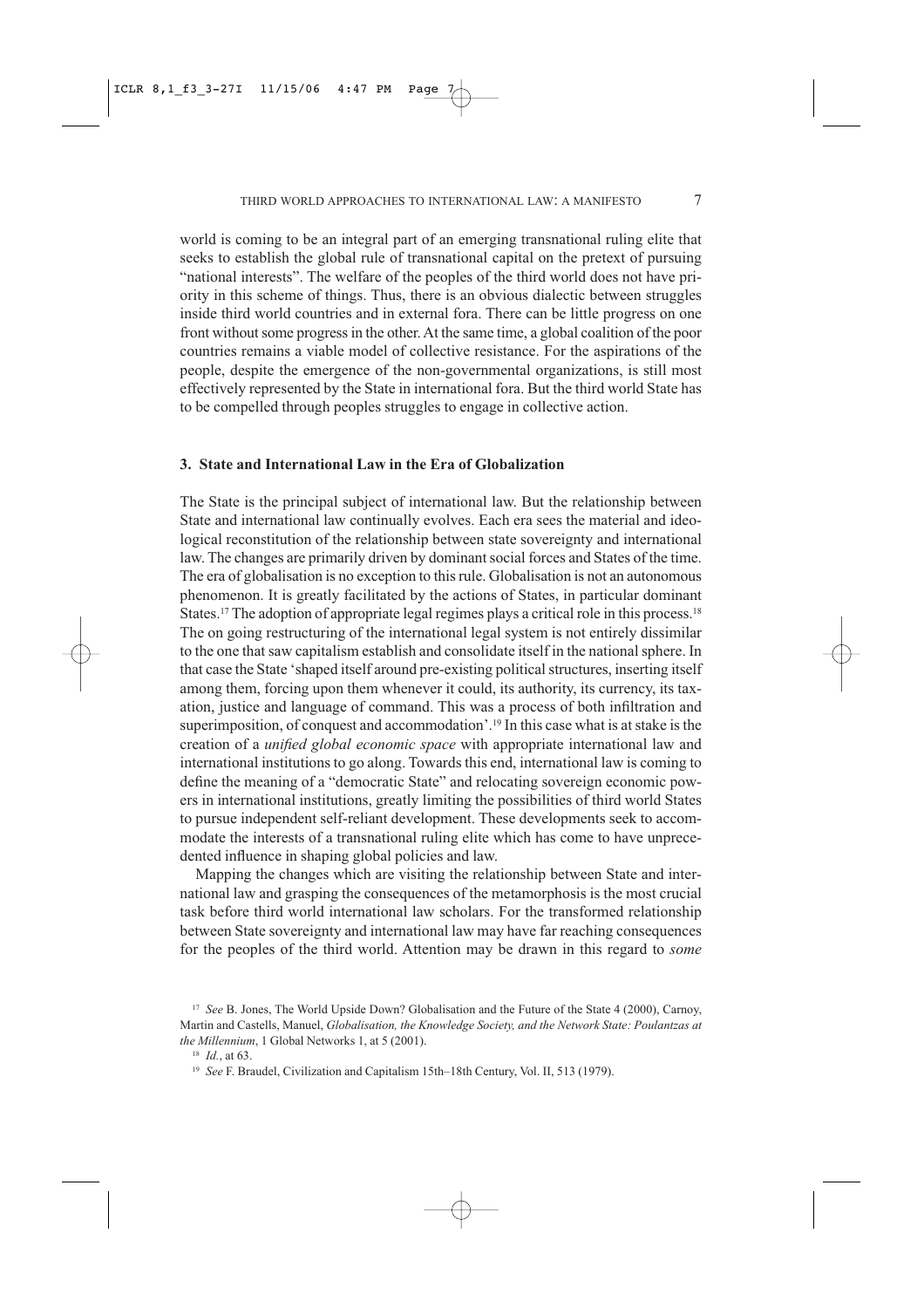world is coming to be an integral part of an emerging transnational ruling elite that seeks to establish the global rule of transnational capital on the pretext of pursuing "national interests". The welfare of the peoples of the third world does not have priority in this scheme of things. Thus, there is an obvious dialectic between struggles inside third world countries and in external fora. There can be little progress on one front without some progress in the other. At the same time, a global coalition of the poor countries remains a viable model of collective resistance. For the aspirations of the people, despite the emergence of the non-governmental organizations, is still most effectively represented by the State in international fora. But the third world State has to be compelled through peoples struggles to engage in collective action.

### 3. State and International Law in the Era of Globalization

The State is the principal subject of international law. But the relationship between State and international law continually evolves. Each era sees the material and ideological reconstitution of the relationship between state sovereignty and international law. The changes are primarily driven by dominant social forces and States of the time. The era of globalisation is no exception to this rule. Globalisation is not an autonomous phenomenon. It is greatly facilitated by the actions of States, in particular dominant States.[17] The adoption of appropriate legal regimes plays a critical role in this process.[18] The on going restructuring of the international legal system is not entirely dissimilar to the one that saw capitalism establish and consolidate itself in the national sphere. In that case the State 'shaped itself around pre-existing political structures, inserting itself among them, forcing upon them whenever it could, its authority, its currency, its taxation, justice and language of command. This was a process of both infiltration and superimposition, of conquest and accommodation'.[19] In this case what is at stake is the creation of a *unified global economic space* with appropriate international law and international institutions to go along. Towards this end, international law is coming to define the meaning of a "democratic State" and relocating sovereign economic powers in international institutions, greatly limiting the possibilities of third world States to pursue independent self-reliant development. These developments seek to accommodate the interests of a transnational ruling elite which has come to have unprecedented influence in shaping global policies and law.

Mapping the changes which are visiting the relationship between State and international law and grasping the consequences of the metamorphosis is the most crucial task before third world international law scholars. For the transformed relationship between State sovereignty and international law may have far reaching consequences for the peoples of the third world. Attention may be drawn in this regard to *some*

[17] *See* B. Jones, The World Upside Down? Globalisation and the Future of the State 4 (2000), Carnoy, Martin and Castells, Manuel, *Globalisation, the Knowledge Society, and the Network State: Poulantzas at the Millennium*, 1 Global Networks 1, at 5 (2001).

[18] *Id.*, at 63.

[19] *See* F. Braudel, Civilization and Capitalism 15th–18th Century, Vol. II, 513 (1979).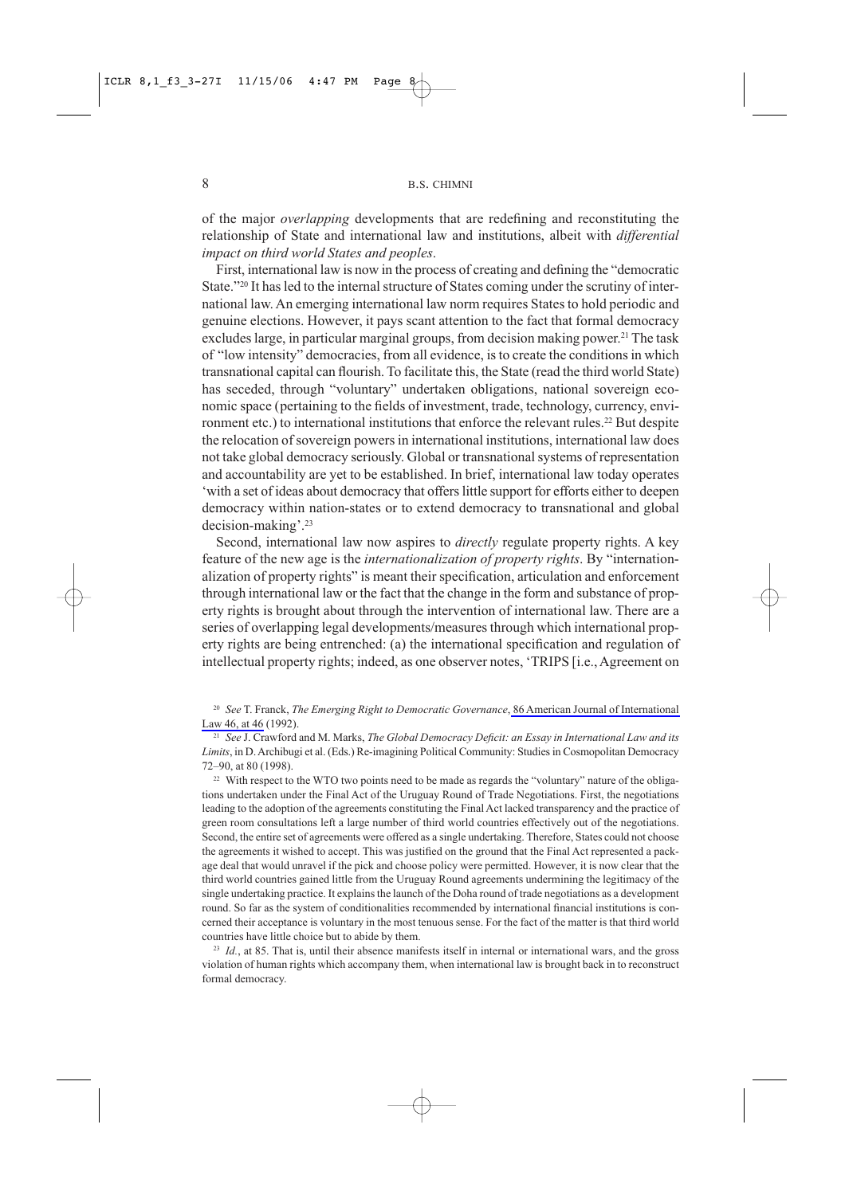of the major *overlapping* developments that are redefining and reconstituting the relationship of State and international law and institutions, albeit with *differential impact on third world States and peoples*.

First, international law is now in the process of creating and defining the "democratic State."[20] It has led to the internal structure of States coming under the scrutiny of international law. An emerging international law norm requires States to hold periodic and genuine elections. However, it pays scant attention to the fact that formal democracy excludes large, in particular marginal groups, from decision making power.[21] The task of "low intensity" democracies, from all evidence, is to create the conditions in which transnational capital can flourish. To facilitate this, the State (read the third world State) has seceded, through "voluntary" undertaken obligations, national sovereign economic space (pertaining to the fields of investment, trade, technology, currency, environment etc.) to international institutions that enforce the relevant rules.[22] But despite the relocation of sovereign powers in international institutions, international law does not take global democracy seriously. Global or transnational systems of representation and accountability are yet to be established. In brief, international law today operates 'with a set of ideas about democracy that offers little support for efforts either to deepen democracy within nation-states or to extend democracy to transnational and global decision-making'.[23]

Second, international law now aspires to *directly* regulate property rights. A key feature of the new age is the *internationalization of property rights*. By "internationalization of property rights" is meant their specification, articulation and enforcement through international law or the fact that the change in the form and substance of property rights is brought about through the intervention of international law. There are a series of overlapping legal developments/measures through which international property rights are being entrenched: (a) the international specification and regulation of intellectual property rights; indeed, as one observer notes, 'TRIPS [i.e., Agreement on

---

[20] *See* T. Franck, *The Emerging Right to Democratic Governance*, 86 American Journal of International Law 46, at 46 (1992).

[21] *See* J. Crawford and M. Marks, *The Global Democracy Deficit: an Essay in International Law and its Limits*, in D. Archibugi et al. (Eds.) Re-imagining Political Community: Studies in Cosmopolitan Democracy 72–90, at 80 (1998).

[22] With respect to the WTO two points need to be made as regards the "voluntary" nature of the obligations undertaken under the Final Act of the Uruguay Round of Trade Negotiations. First, the negotiations leading to the adoption of the agreements constituting the Final Act lacked transparency and the practice of green room consultations left a large number of third world countries effectively out of the negotiations. Second, the entire set of agreements were offered as a single undertaking. Therefore, States could not choose the agreements it wished to accept. This was justified on the ground that the Final Act represented a package deal that would unravel if the pick and choose policy were permitted. However, it is now clear that the third world countries gained little from the Uruguay Round agreements undermining the legitimacy of the single undertaking practice. It explains the launch of the Doha round of trade negotiations as a development round. So far as the system of conditionalities recommended by international financial institutions is concerned their acceptance is voluntary in the most tenuous sense. For the fact of the matter is that third world countries have little choice but to abide by them.

[23] *Id.*, at 85. That is, until their absence manifests itself in internal or international wars, and the gross violation of human rights which accompany them, when international law is brought back in to reconstruct formal democracy.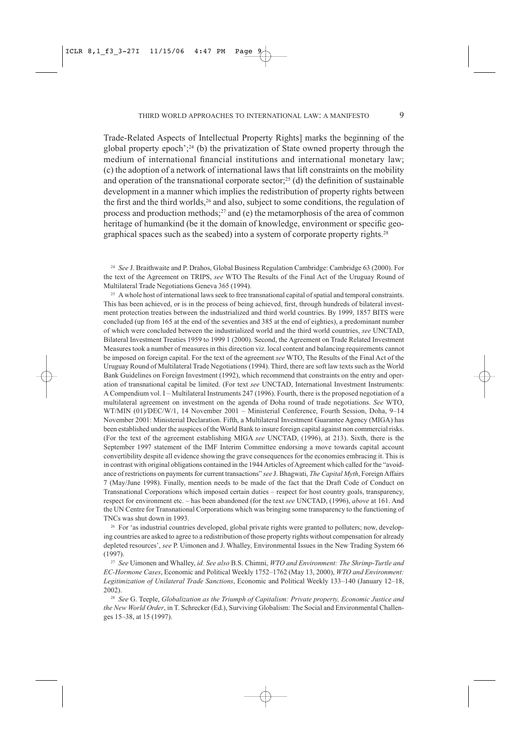Trade-Related Aspects of Intellectual Property Rights] marks the beginning of the global property epoch';[24] (b) the privatization of State owned property through the medium of international financial institutions and international monetary law; (c) the adoption of a network of international laws that lift constraints on the mobility and operation of the transnational corporate sector;[25] (d) the definition of sustainable development in a manner which implies the redistribution of property rights between the first and the third worlds,[26] and also, subject to some conditions, the regulation of process and production methods;[27] and (e) the metamorphosis of the area of common heritage of humankind (be it the domain of knowledge, environment or specific geographical spaces such as the seabed) into a system of corporate property rights.[28]

[24] *See* J. Braithwaite and P. Drahos, Global Business Regulation Cambridge: Cambridge 63 (2000). For the text of the Agreement on TRIPS, *see* WTO The Results of the Final Act of the Uruguay Round of Multilateral Trade Negotiations Geneva 365 (1994).

[25] A whole host of international laws seek to free transnational capital of spatial and temporal constraints. This has been achieved, or is in the process of being achieved, first, through hundreds of bilateral investment protection treaties between the industrialized and third world countries. By 1999, 1857 BITS were concluded (up from 165 at the end of the seventies and 385 at the end of eighties), a predominant number of which were concluded between the industrialized world and the third world countries, *see* UNCTAD, Bilateral Investment Treaties 1959 to 1999 1 (2000). Second, the Agreement on Trade Related Investment Measures took a number of measures in this direction viz. local content and balancing requirements cannot be imposed on foreign capital. For the text of the agreement *see* WTO, The Results of the Final Act of the Uruguay Round of Multilateral Trade Negotiations (1994). Third, there are soft law texts such as the World Bank Guidelines on Foreign Investment (1992), which recommend that constraints on the entry and operation of transnational capital be limited. (For text *see* UNCTAD, International Investment Instruments: A Compendium vol. I – Multilateral Instruments 247 (1996). Fourth, there is the proposed negotiation of a multilateral agreement on investment on the agenda of Doha round of trade negotiations. *See* WTO, WT/MIN (01)/DEC/W/1, 14 November 2001 – Ministerial Conference, Fourth Session, Doha, 9–14 November 2001: Ministerial Declaration. Fifth, a Multilateral Investment Guarantee Agency (MIGA) has been established under the auspices of the World Bank to insure foreign capital against non commercial risks. (For the text of the agreement establishing MIGA *see* UNCTAD, (1996), at 213). Sixth, there is the September 1997 statement of the IMF Interim Committee endorsing a move towards capital account convertibility despite all evidence showing the grave consequences for the economies embracing it. This is in contrast with original obligations contained in the 1944 Articles of Agreement which called for the "avoidance of restrictions on payments for current transactions" *see* J. Bhagwati, *The Capital Myth*, Foreign Affairs 7 (May/June 1998). Finally, mention needs to be made of the fact that the Draft Code of Conduct on Transnational Corporations which imposed certain duties – respect for host country goals, transparency, respect for environment etc. – has been abandoned (for the text *see* UNCTAD, (1996), *above* at 161. And the UN Centre for Transnational Corporations which was bringing some transparency to the functioning of TNCs was shut down in 1993.

[26] For 'as industrial countries developed, global private rights were granted to polluters; now, developing countries are asked to agree to a redistribution of those property rights without compensation for already depleted resources', *see* P. Uimonen and J. Whalley, Environmental Issues in the New Trading System 66 (1997).

[27] *See* Uimonen and Whalley, *id. See also* B.S. Chimni, *WTO and Environment: The Shrimp-Turtle and EC-Hormone Cases*, Economic and Political Weekly 1752–1762 (May 13, 2000), *WTO and Environment: Legitimization of Unilateral Trade Sanctions*, Economic and Political Weekly 133–140 (January 12–18, 2002).

[28] *See* G. Teeple, *Globalization as the Triumph of Capitalism: Private property, Economic Justice and the New World Order*, in T. Schrecker (Ed.), Surviving Globalism: The Social and Environmental Challenges 15–38, at 15 (1997).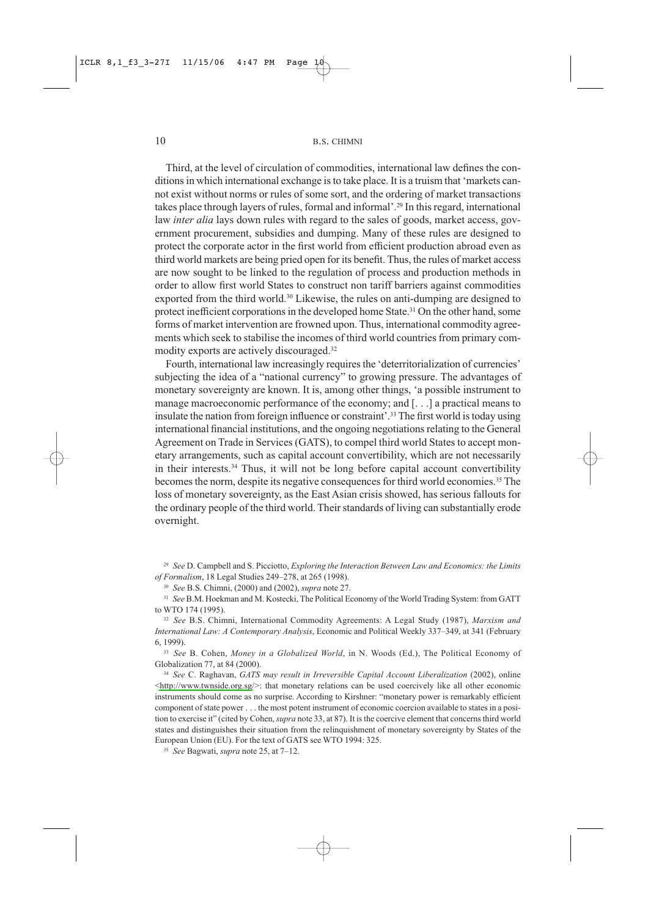Third, at the level of circulation of commodities, international law defines the conditions in which international exchange is to take place. It is a truism that 'markets cannot exist without norms or rules of some sort, and the ordering of market transactions takes place through layers of rules, formal and informal'.[29] In this regard, international law *inter alia* lays down rules with regard to the sales of goods, market access, government procurement, subsidies and dumping. Many of these rules are designed to protect the corporate actor in the first world from efficient production abroad even as third world markets are being pried open for its benefit. Thus, the rules of market access are now sought to be linked to the regulation of process and production methods in order to allow first world States to construct non tariff barriers against commodities exported from the third world.[30] Likewise, the rules on anti-dumping are designed to protect inefficient corporations in the developed home State.[31] On the other hand, some forms of market intervention are frowned upon. Thus, international commodity agreements which seek to stabilise the incomes of third world countries from primary commodity exports are actively discouraged.[32]

Fourth, international law increasingly requires the 'deterritorialization of currencies' subjecting the idea of a "national currency" to growing pressure. The advantages of monetary sovereignty are known. It is, among other things, 'a possible instrument to manage macroeconomic performance of the economy; and [. . .] a practical means to insulate the nation from foreign influence or constraint'.[33] The first world is today using international financial institutions, and the ongoing negotiations relating to the General Agreement on Trade in Services (GATS), to compel third world States to accept monetary arrangements, such as capital account convertibility, which are not necessarily in their interests.[34] Thus, it will not be long before capital account convertibility becomes the norm, despite its negative consequences for third world economies.[35] The loss of monetary sovereignty, as the East Asian crisis showed, has serious fallouts for the ordinary people of the third world. Their standards of living can substantially erode overnight.

[29] *See* D. Campbell and S. Picciotto, *Exploring the Interaction Between Law and Economics: the Limits of Formalism*, 18 Legal Studies 249–278, at 265 (1998).

[30] *See* B.S. Chimni, (2000) and (2002), *supra* note 27.

[31] *See* B.M. Hoekman and M. Kostecki, The Political Economy of the World Trading System: from GATT to WTO 174 (1995).

[32] *See* B.S. Chimni, International Commodity Agreements: A Legal Study (1987), *Marxism and International Law: A Contemporary Analysis*, Economic and Political Weekly 337–349, at 341 (February 6, 1999).

[33] *See* B. Cohen, *Money in a Globalized World*, in N. Woods (Ed.), The Political Economy of Globalization 77, at 84 (2000).

[34] *See* C. Raghavan, *GATS may result in Irreversible Capital Account Liberalization* (2002), online <http://www.twnside.org.sg/>: that monetary relations can be used coercively like all other economic instruments should come as no surprise. According to Kirshner: "monetary power is remarkably efficient component of state power . . . the most potent instrument of economic coercion available to states in a position to exercise it" (cited by Cohen, *supra* note 33, at 87). It is the coercive element that concerns third world states and distinguishes their situation from the relinquishment of monetary sovereignty by States of the European Union (EU). For the text of GATS see WTO 1994: 325.

[35] *See* Bagwati, *supra* note 25, at 7–12.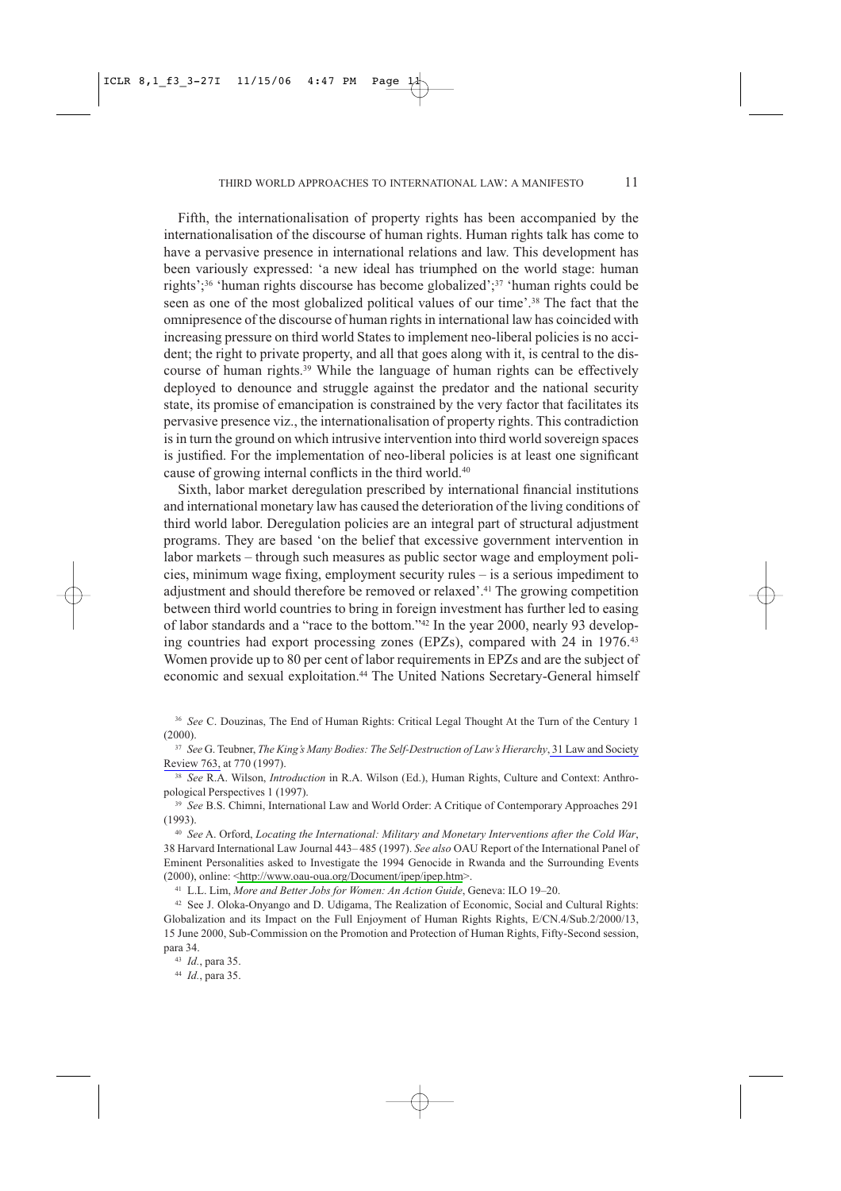Fifth, the internationalisation of property rights has been accompanied by the internationalisation of the discourse of human rights. Human rights talk has come to have a pervasive presence in international relations and law. This development has been variously expressed: 'a new ideal has triumphed on the world stage: human rights';[36] 'human rights discourse has become globalized';[37] 'human rights could be seen as one of the most globalized political values of our time'.[38] The fact that the omnipresence of the discourse of human rights in international law has coincided with increasing pressure on third world States to implement neo-liberal policies is no accident; the right to private property, and all that goes along with it, is central to the discourse of human rights.[39] While the language of human rights can be effectively deployed to denounce and struggle against the predator and the national security state, its promise of emancipation is constrained by the very factor that facilitates its pervasive presence viz., the internationalisation of property rights. This contradiction is in turn the ground on which intrusive intervention into third world sovereign spaces is justified. For the implementation of neo-liberal policies is at least one significant cause of growing internal conflicts in the third world.[40]

Sixth, labor market deregulation prescribed by international financial institutions and international monetary law has caused the deterioration of the living conditions of third world labor. Deregulation policies are an integral part of structural adjustment programs. They are based 'on the belief that excessive government intervention in labor markets – through such measures as public sector wage and employment policies, minimum wage fixing, employment security rules – is a serious impediment to adjustment and should therefore be removed or relaxed'.[41] The growing competition between third world countries to bring in foreign investment has further led to easing of labor standards and a "race to the bottom."[42] In the year 2000, nearly 93 developing countries had export processing zones (EPZs), compared with 24 in 1976.[43] Women provide up to 80 per cent of labor requirements in EPZs and are the subject of economic and sexual exploitation.[44] The United Nations Secretary-General himself

---

[36] *See* C. Douzinas, The End of Human Rights: Critical Legal Thought At the Turn of the Century 1 (2000).

[37] *See* G. Teubner, *The King's Many Bodies: The Self-Destruction of Law's Hierarchy*, 31 Law and Society Review 763, at 770 (1997).

[38] *See* R.A. Wilson, *Introduction* in R.A. Wilson (Ed.), Human Rights, Culture and Context: Anthropological Perspectives 1 (1997).

[39] *See* B.S. Chimni, International Law and World Order: A Critique of Contemporary Approaches 291 (1993).

[40] *See* A. Orford, *Locating the International: Military and Monetary Interventions after the Cold War*, 38 Harvard International Law Journal 443–485 (1997). *See also* OAU Report of the International Panel of Eminent Personalities asked to Investigate the 1994 Genocide in Rwanda and the Surrounding Events (2000), online: <http://www.oau-oua.org/Document/ipep/ipep.htm>.

[41] L.L. Lim, *More and Better Jobs for Women: An Action Guide*, Geneva: ILO 19–20.

[42] See J. Oloka-Onyango and D. Udigama, The Realization of Economic, Social and Cultural Rights: Globalization and its Impact on the Full Enjoyment of Human Rights Rights, E/CN.4/Sub.2/2000/13, 15 June 2000, Sub-Commission on the Promotion and Protection of Human Rights, Fifty-Second session, para 34.

[43] *Id.*, para 35.

[44] *Id.*, para 35.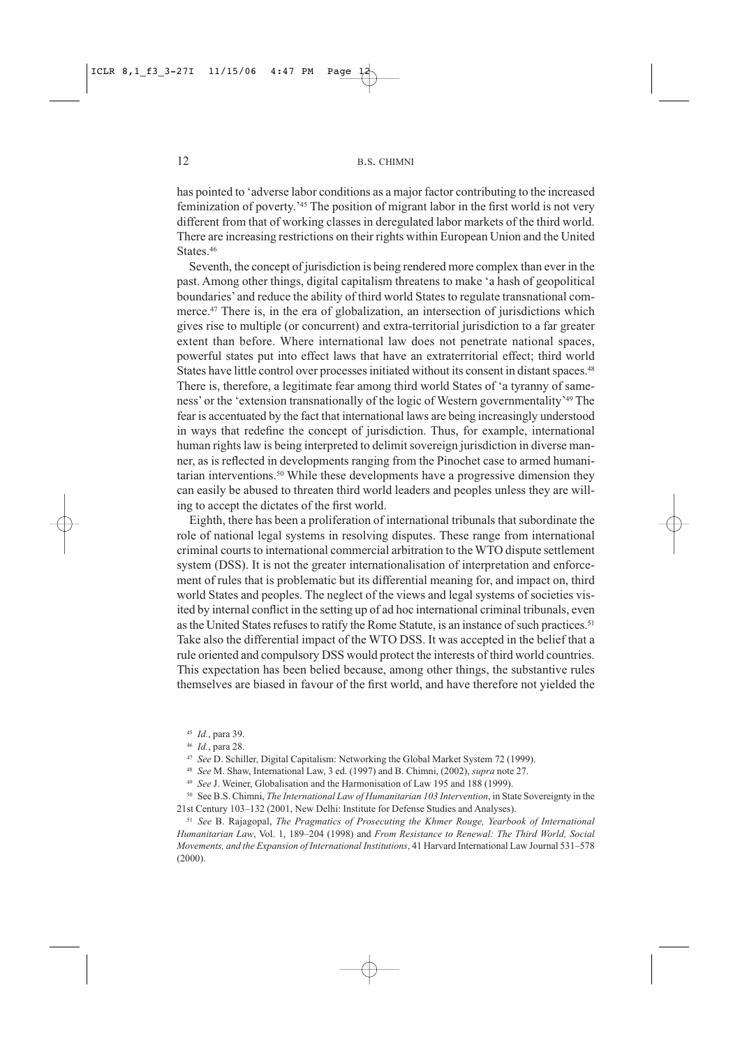has pointed to 'adverse labor conditions as a major factor contributing to the increased feminization of poverty.'[45] The position of migrant labor in the first world is not very different from that of working classes in deregulated labor markets of the third world. There are increasing restrictions on their rights within European Union and the United States.[46]

Seventh, the concept of jurisdiction is being rendered more complex than ever in the past. Among other things, digital capitalism threatens to make 'a hash of geopolitical boundaries' and reduce the ability of third world States to regulate transnational commerce.[47] There is, in the era of globalization, an intersection of jurisdictions which gives rise to multiple (or concurrent) and extra-territorial jurisdiction to a far greater extent than before. Where international law does not penetrate national spaces, powerful states put into effect laws that have an extraterritorial effect; third world States have little control over processes initiated without its consent in distant spaces.[48] There is, therefore, a legitimate fear among third world States of 'a tyranny of sameness' or the 'extension transnationally of the logic of Western governmentality'[49] The fear is accentuated by the fact that international laws are being increasingly understood in ways that redefine the concept of jurisdiction. Thus, for example, international human rights law is being interpreted to delimit sovereign jurisdiction in diverse manner, as is reflected in developments ranging from the Pinochet case to armed humanitarian interventions.[50] While these developments have a progressive dimension they can easily be abused to threaten third world leaders and peoples unless they are willing to accept the dictates of the first world.

Eighth, there has been a proliferation of international tribunals that subordinate the role of national legal systems in resolving disputes. These range from international criminal courts to international commercial arbitration to the WTO dispute settlement system (DSS). It is not the greater internationalisation of interpretation and enforcement of rules that is problematic but its differential meaning for, and impact on, third world States and peoples. The neglect of the views and legal systems of societies visited by internal conflict in the setting up of ad hoc international criminal tribunals, even as the United States refuses to ratify the Rome Statute, is an instance of such practices.[51] Take also the differential impact of the WTO DSS. It was accepted in the belief that a rule oriented and compulsory DSS would protect the interests of third world countries. This expectation has been belied because, among other things, the substantive rules themselves are biased in favour of the first world, and have therefore not yielded the

---

[45] *Id.*, para 39.

[46] *Id.*, para 28.

[47] *See* D. Schiller, Digital Capitalism: Networking the Global Market System 72 (1999).

[48] *See* M. Shaw, International Law, 3 ed. (1997) and B. Chimni, (2002), *supra* note 27.

[49] *See* J. Weiner, Globalisation and the Harmonisation of Law 195 and 188 (1999).

[50] See B.S. Chimni, *The International Law of Humanitarian 103 Intervention*, in State Sovereignty in the 21st Century 103–132 (2001, New Delhi: Institute for Defense Studies and Analyses).

[51] *See* B. Rajagopal, *The Pragmatics of Prosecuting the Khmer Rouge, Yearbook of International Humanitarian Law*, Vol. 1, 189–204 (1998) and *From Resistance to Renewal: The Third World, Social Movements, and the Expansion of International Institutions*, 41 Harvard International Law Journal 531–578 (2000).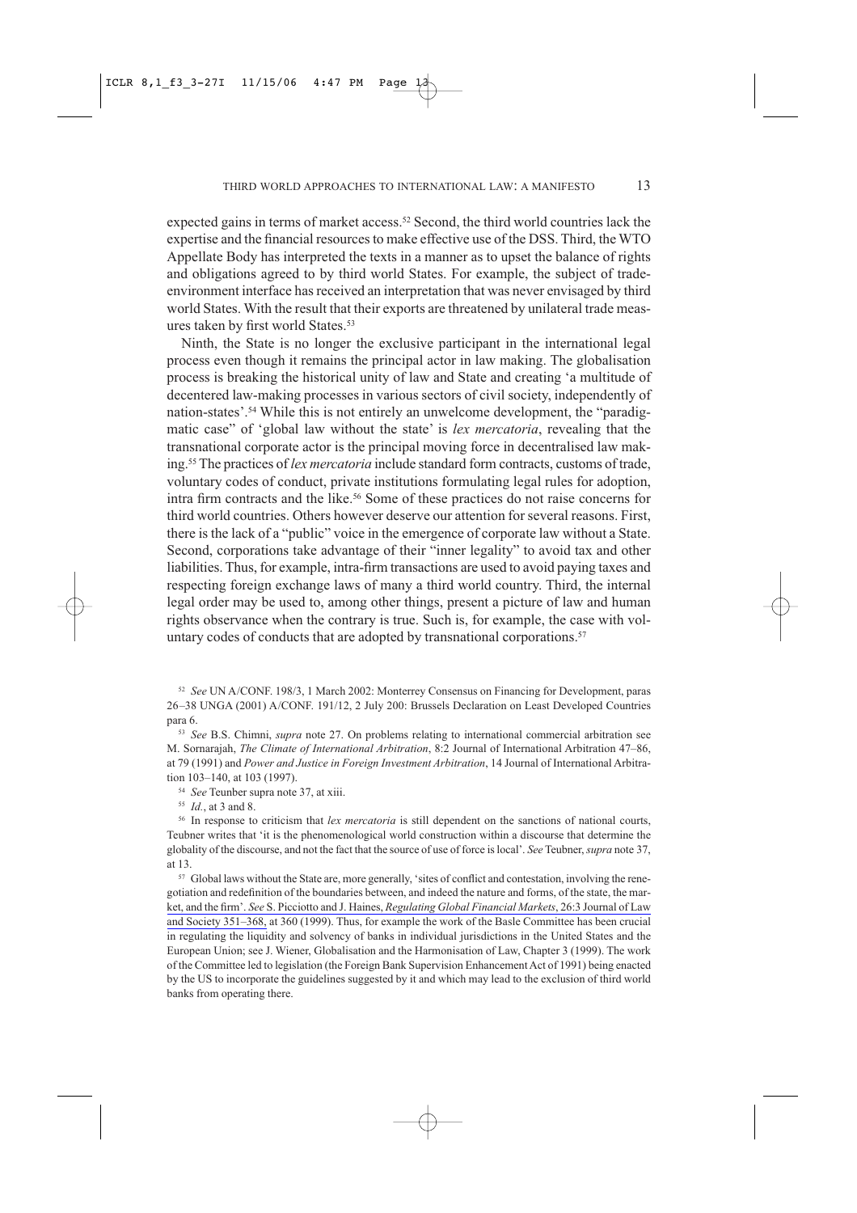expected gains in terms of market access.[52] Second, the third world countries lack the expertise and the financial resources to make effective use of the DSS. Third, the WTO Appellate Body has interpreted the texts in a manner as to upset the balance of rights and obligations agreed to by third world States. For example, the subject of trade-environment interface has received an interpretation that was never envisaged by third world States. With the result that their exports are threatened by unilateral trade measures taken by first world States.[53]

Ninth, the State is no longer the exclusive participant in the international legal process even though it remains the principal actor in law making. The globalisation process is breaking the historical unity of law and State and creating 'a multitude of decentered law-making processes in various sectors of civil society, independently of nation-states'.[54] While this is not entirely an unwelcome development, the "paradigmatic case" of 'global law without the state' is *lex mercatoria*, revealing that the transnational corporate actor is the principal moving force in decentralised law making.[55] The practices of *lex mercatoria* include standard form contracts, customs of trade, voluntary codes of conduct, private institutions formulating legal rules for adoption, intra firm contracts and the like.[56] Some of these practices do not raise concerns for third world countries. Others however deserve our attention for several reasons. First, there is the lack of a "public" voice in the emergence of corporate law without a State. Second, corporations take advantage of their "inner legality" to avoid tax and other liabilities. Thus, for example, intra-firm transactions are used to avoid paying taxes and respecting foreign exchange laws of many a third world country. Third, the internal legal order may be used to, among other things, present a picture of law and human rights observance when the contrary is true. Such is, for example, the case with voluntary codes of conducts that are adopted by transnational corporations.[57]

---

[52] *See* UN A/CONF. 198/3, 1 March 2002: Monterrey Consensus on Financing for Development, paras 26–38 UNGA (2001) A/CONF. 191/12, 2 July 200: Brussels Declaration on Least Developed Countries para 6.

[53] *See* B.S. Chimni, *supra* note 27. On problems relating to international commercial arbitration see M. Sornarajah, *The Climate of International Arbitration*, 8:2 Journal of International Arbitration 47–86, at 79 (1991) and *Power and Justice in Foreign Investment Arbitration*, 14 Journal of International Arbitration 103–140, at 103 (1997).

[54] *See* Teunber supra note 37, at xiii.

[55] *Id.*, at 3 and 8.

[56] In response to criticism that *lex mercatoria* is still dependent on the sanctions of national courts, Teubner writes that 'it is the phenomenological world construction within a discourse that determine the globality of the discourse, and not the fact that the source of use of force is local'. *See* Teubner, *supra* note 37, at 13.

[57] Global laws without the State are, more generally, 'sites of conflict and contestation, involving the renegotiation and redefinition of the boundaries between, and indeed the nature and forms, of the state, the market, and the firm'. *See* S. Picciotto and J. Haines, *Regulating Global Financial Markets*, 26:3 Journal of Law and Society 351–368, at 360 (1999). Thus, for example the work of the Basle Committee has been crucial in regulating the liquidity and solvency of banks in individual jurisdictions in the United States and the European Union; see J. Wiener, Globalisation and the Harmonisation of Law, Chapter 3 (1999). The work of the Committee led to legislation (the Foreign Bank Supervision Enhancement Act of 1991) being enacted by the US to incorporate the guidelines suggested by it and which may lead to the exclusion of third world banks from operating there.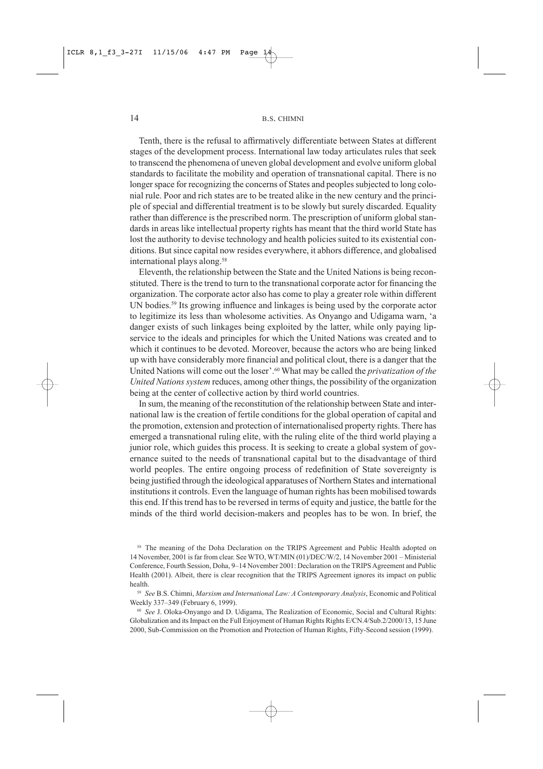Tenth, there is the refusal to affirmatively differentiate between States at different stages of the development process. International law today articulates rules that seek to transcend the phenomena of uneven global development and evolve uniform global standards to facilitate the mobility and operation of transnational capital. There is no longer space for recognizing the concerns of States and peoples subjected to long colonial rule. Poor and rich states are to be treated alike in the new century and the principle of special and differential treatment is to be slowly but surely discarded. Equality rather than difference is the prescribed norm. The prescription of uniform global standards in areas like intellectual property rights has meant that the third world State has lost the authority to devise technology and health policies suited to its existential conditions. But since capital now resides everywhere, it abhors difference, and globalised international plays along.[58]

Eleventh, the relationship between the State and the United Nations is being reconstituted. There is the trend to turn to the transnational corporate actor for financing the organization. The corporate actor also has come to play a greater role within different UN bodies.[59] Its growing influence and linkages is being used by the corporate actor to legitimize its less than wholesome activities. As Onyango and Udigama warn, 'a danger exists of such linkages being exploited by the latter, while only paying lip-service to the ideals and principles for which the United Nations was created and to which it continues to be devoted. Moreover, because the actors who are being linked up with have considerably more financial and political clout, there is a danger that the United Nations will come out the loser'.[60] What may be called the *privatization of the United Nations system* reduces, among other things, the possibility of the organization being at the center of collective action by third world countries.

In sum, the meaning of the reconstitution of the relationship between State and international law is the creation of fertile conditions for the global operation of capital and the promotion, extension and protection of internationalised property rights. There has emerged a transnational ruling elite, with the ruling elite of the third world playing a junior role, which guides this process. It is seeking to create a global system of governance suited to the needs of transnational capital but to the disadvantage of third world peoples. The entire ongoing process of redefinition of State sovereignty is being justified through the ideological apparatuses of Northern States and international institutions it controls. Even the language of human rights has been mobilised towards this end. If this trend has to be reversed in terms of equity and justice, the battle for the minds of the third world decision-makers and peoples has to be won. In brief, the

---

[58] The meaning of the Doha Declaration on the TRIPS Agreement and Public Health adopted on 14 November, 2001 is far from clear. See WTO, WT/MIN (01)/DEC/W/2, 14 November 2001 – Ministerial Conference, Fourth Session, Doha, 9–14 November 2001: Declaration on the TRIPS Agreement and Public Health (2001). Albeit, there is clear recognition that the TRIPS Agreement ignores its impact on public health.

[59] *See* B.S. Chimni, *Marxism and International Law: A Contemporary Analysis*, Economic and Political Weekly 337–349 (February 6, 1999).

[60] *See* J. Oloka-Onyango and D. Udigama, The Realization of Economic, Social and Cultural Rights: Globalization and its Impact on the Full Enjoyment of Human Rights Rights E/CN.4/Sub.2/2000/13, 15 June 2000, Sub-Commission on the Promotion and Protection of Human Rights, Fifty-Second session (1999).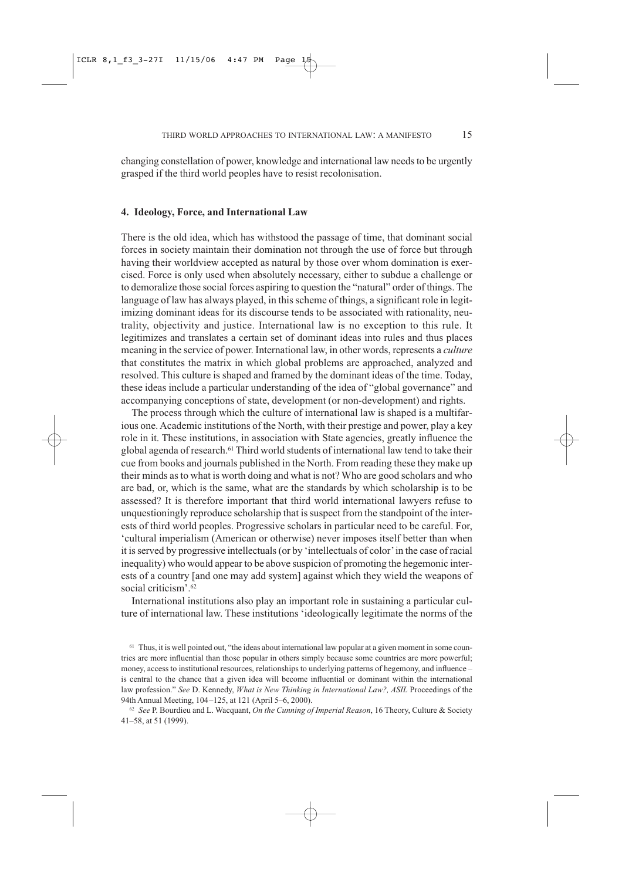changing constellation of power, knowledge and international law needs to be urgently grasped if the third world peoples have to resist recolonisation.

### 4. Ideology, Force, and International Law

There is the old idea, which has withstood the passage of time, that dominant social forces in society maintain their domination not through the use of force but through having their worldview accepted as natural by those over whom domination is exercised. Force is only used when absolutely necessary, either to subdue a challenge or to demoralize those social forces aspiring to question the "natural" order of things. The language of law has always played, in this scheme of things, a significant role in legitimizing dominant ideas for its discourse tends to be associated with rationality, neutrality, objectivity and justice. International law is no exception to this rule. It legitimizes and translates a certain set of dominant ideas into rules and thus places meaning in the service of power. International law, in other words, represents a *culture* that constitutes the matrix in which global problems are approached, analyzed and resolved. This culture is shaped and framed by the dominant ideas of the time. Today, these ideas include a particular understanding of the idea of "global governance" and accompanying conceptions of state, development (or non-development) and rights.

The process through which the culture of international law is shaped is a multifarious one. Academic institutions of the North, with their prestige and power, play a key role in it. These institutions, in association with State agencies, greatly influence the global agenda of research.[61] Third world students of international law tend to take their cue from books and journals published in the North. From reading these they make up their minds as to what is worth doing and what is not? Who are good scholars and who are bad, or, which is the same, what are the standards by which scholarship is to be assessed? It is therefore important that third world international lawyers refuse to unquestioningly reproduce scholarship that is suspect from the standpoint of the interests of third world peoples. Progressive scholars in particular need to be careful. For, 'cultural imperialism (American or otherwise) never imposes itself better than when it is served by progressive intellectuals (or by 'intellectuals of color' in the case of racial inequality) who would appear to be above suspicion of promoting the hegemonic interests of a country [and one may add system] against which they wield the weapons of social criticism'.[62]

International institutions also play an important role in sustaining a particular culture of international law. These institutions 'ideologically legitimate the norms of the

---

[61] Thus, it is well pointed out, "the ideas about international law popular at a given moment in some countries are more influential than those popular in others simply because some countries are more powerful; money, access to institutional resources, relationships to underlying patterns of hegemony, and influence – is central to the chance that a given idea will become influential or dominant within the international law profession." *See* D. Kennedy, *What is New Thinking in International Law?, ASIL* Proceedings of the 94th Annual Meeting, 104–125, at 121 (April 5–6, 2000).

[62] *See* P. Bourdieu and L. Wacquant, *On the Cunning of Imperial Reason*, 16 Theory, Culture & Society 41–58, at 51 (1999).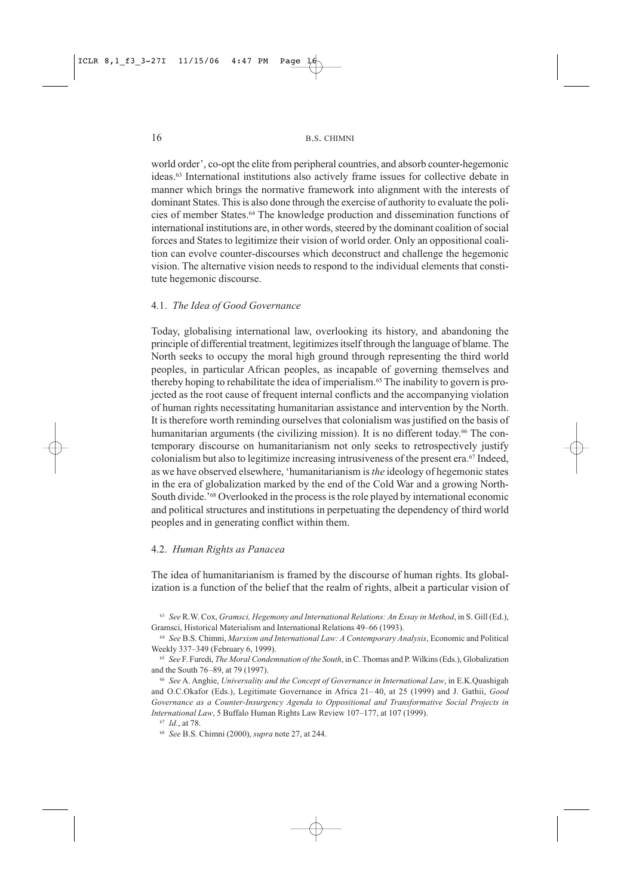world order', co-opt the elite from peripheral countries, and absorb counter-hegemonic ideas.[63] International institutions also actively frame issues for collective debate in manner which brings the normative framework into alignment with the interests of dominant States. This is also done through the exercise of authority to evaluate the policies of member States.[64] The knowledge production and dissemination functions of international institutions are, in other words, steered by the dominant coalition of social forces and States to legitimize their vision of world order. Only an oppositional coalition can evolve counter-discourses which deconstruct and challenge the hegemonic vision. The alternative vision needs to respond to the individual elements that constitute hegemonic discourse.

### 4.1. *The Idea of Good Governance*

Today, globalising international law, overlooking its history, and abandoning the principle of differential treatment, legitimizes itself through the language of blame. The North seeks to occupy the moral high ground through representing the third world peoples, in particular African peoples, as incapable of governing themselves and thereby hoping to rehabilitate the idea of imperialism.[65] The inability to govern is projected as the root cause of frequent internal conflicts and the accompanying violation of human rights necessitating humanitarian assistance and intervention by the North. It is therefore worth reminding ourselves that colonialism was justified on the basis of humanitarian arguments (the civilizing mission). It is no different today.[66] The contemporary discourse on humanitarianism not only seeks to retrospectively justify colonialism but also to legitimize increasing intrusiveness of the present era.[67] Indeed, as we have observed elsewhere, 'humanitarianism is *the* ideology of hegemonic states in the era of globalization marked by the end of the Cold War and a growing North-South divide.'[68] Overlooked in the process is the role played by international economic and political structures and institutions in perpetuating the dependency of third world peoples and in generating conflict within them.

### 4.2. *Human Rights as Panacea*

The idea of humanitarianism is framed by the discourse of human rights. Its globalization is a function of the belief that the realm of rights, albeit a particular vision of

---

[63] *See* R.W. Cox, *Gramsci, Hegemony and International Relations: An Essay in Method*, in S. Gill (Ed.), Gramsci, Historical Materialism and International Relations 49–66 (1993).

[64] *See* B.S. Chimni, *Marxism and International Law: A Contemporary Analysis*, Economic and Political Weekly 337–349 (February 6, 1999).

[65] *See* F. Furedi, *The Moral Condemnation of the South*, in C. Thomas and P. Wilkins (Eds.), Globalization and the South 76–89, at 79 (1997).

[66] *See* A. Anghie, *Universality and the Concept of Governance in International Law*, in E.K.Quashigah and O.C.Okafor (Eds.), Legitimate Governance in Africa 21–40, at 25 (1999) and J. Gathii, *Good Governance as a Counter-Insurgency Agenda to Oppositional and Transformative Social Projects in International Law*, 5 Buffalo Human Rights Law Review 107–177, at 107 (1999).

[67] *Id.*, at 78.

[68] *See* B.S. Chimni (2000), *supra* note 27, at 244.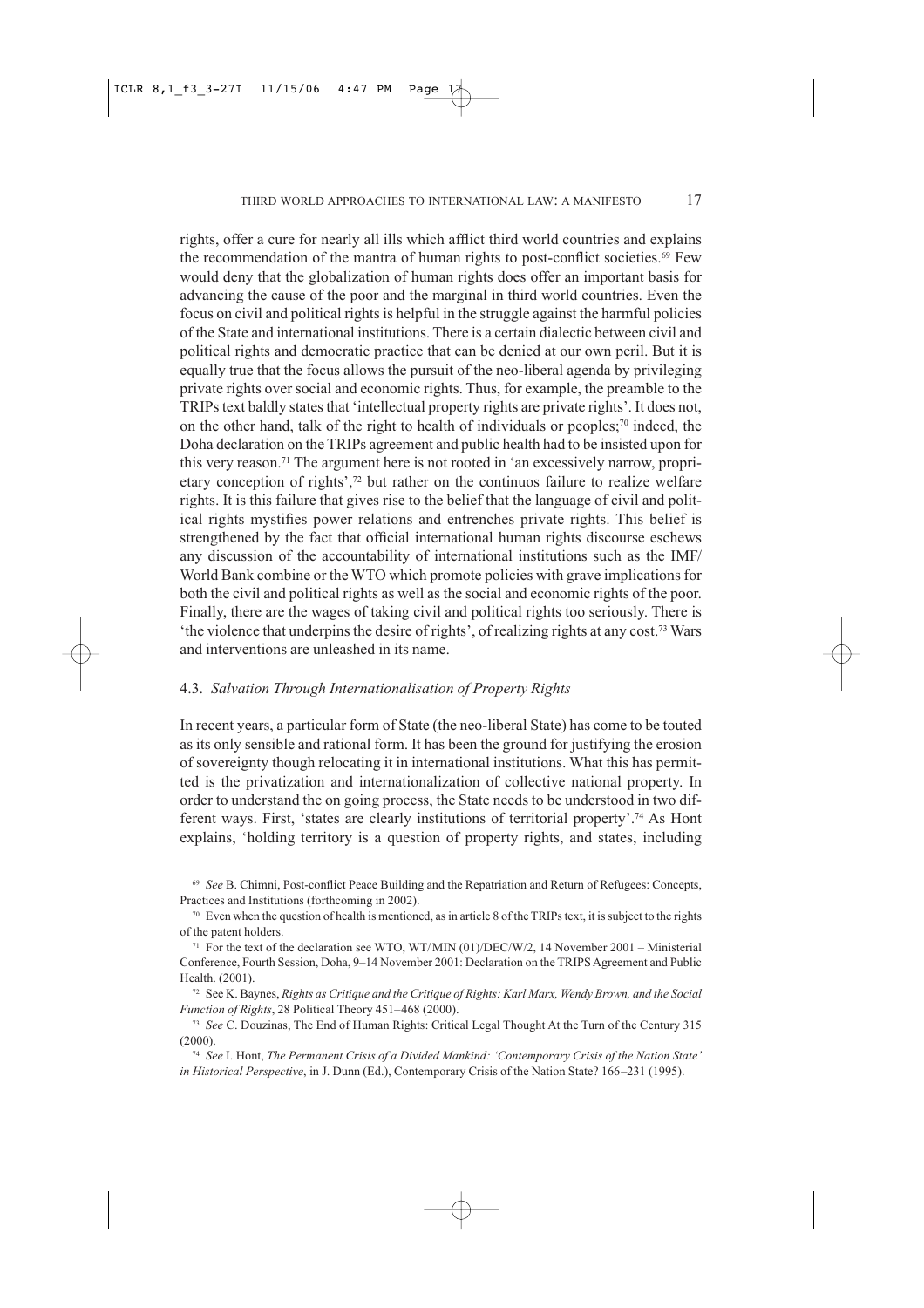rights, offer a cure for nearly all ills which afflict third world countries and explains the recommendation of the mantra of human rights to post-conflict societies.[69] Few would deny that the globalization of human rights does offer an important basis for advancing the cause of the poor and the marginal in third world countries. Even the focus on civil and political rights is helpful in the struggle against the harmful policies of the State and international institutions. There is a certain dialectic between civil and political rights and democratic practice that can be denied at our own peril. But it is equally true that the focus allows the pursuit of the neo-liberal agenda by privileging private rights over social and economic rights. Thus, for example, the preamble to the TRIPs text baldly states that 'intellectual property rights are private rights'. It does not, on the other hand, talk of the right to health of individuals or peoples;[70] indeed, the Doha declaration on the TRIPs agreement and public health had to be insisted upon for this very reason.[71] The argument here is not rooted in 'an excessively narrow, proprietary conception of rights',[72] but rather on the continuos failure to realize welfare rights. It is this failure that gives rise to the belief that the language of civil and political rights mystifies power relations and entrenches private rights. This belief is strengthened by the fact that official international human rights discourse eschews any discussion of the accountability of international institutions such as the IMF/World Bank combine or the WTO which promote policies with grave implications for both the civil and political rights as well as the social and economic rights of the poor. Finally, there are the wages of taking civil and political rights too seriously. There is 'the violence that underpins the desire of rights', of realizing rights at any cost.[73] Wars and interventions are unleashed in its name.

### 4.3. *Salvation Through Internationalisation of Property Rights*

In recent years, a particular form of State (the neo-liberal State) has come to be touted as its only sensible and rational form. It has been the ground for justifying the erosion of sovereignty though relocating it in international institutions. What this has permitted is the privatization and internationalization of collective national property. In order to understand the on going process, the State needs to be understood in two different ways. First, 'states are clearly institutions of territorial property'.[74] As Hont explains, 'holding territory is a question of property rights, and states, including

---

[69] *See* B. Chimni, Post-conflict Peace Building and the Repatriation and Return of Refugees: Concepts, Practices and Institutions (forthcoming in 2002).

[70] Even when the question of health is mentioned, as in article 8 of the TRIPs text, it is subject to the rights of the patent holders.

[71] For the text of the declaration see WTO, WT/MIN (01)/DEC/W/2, 14 November 2001 – Ministerial Conference, Fourth Session, Doha, 9–14 November 2001: Declaration on the TRIPS Agreement and Public Health. (2001).

[72] See K. Baynes, *Rights as Critique and the Critique of Rights: Karl Marx, Wendy Brown, and the Social Function of Rights*, 28 Political Theory 451–468 (2000).

[73] *See* C. Douzinas, The End of Human Rights: Critical Legal Thought At the Turn of the Century 315 (2000).

[74] *See* I. Hont, *The Permanent Crisis of a Divided Mankind: 'Contemporary Crisis of the Nation State' in Historical Perspective*, in J. Dunn (Ed.), Contemporary Crisis of the Nation State? 166–231 (1995).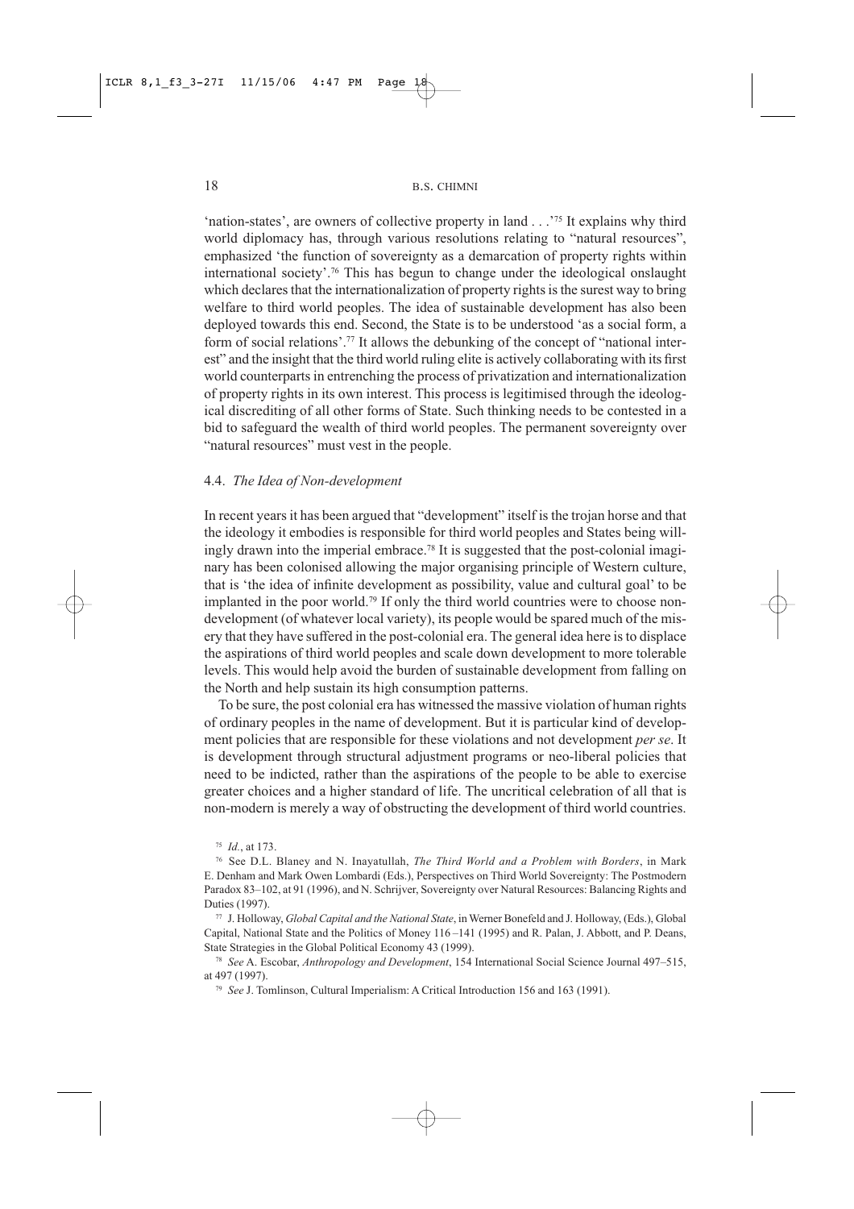'nation-states', are owners of collective property in land . . .'[75] It explains why third world diplomacy has, through various resolutions relating to "natural resources", emphasized 'the function of sovereignty as a demarcation of property rights within international society'.[76] This has begun to change under the ideological onslaught which declares that the internationalization of property rights is the surest way to bring welfare to third world peoples. The idea of sustainable development has also been deployed towards this end. Second, the State is to be understood 'as a social form, a form of social relations'.[77] It allows the debunking of the concept of "national interest" and the insight that the third world ruling elite is actively collaborating with its first world counterparts in entrenching the process of privatization and internationalization of property rights in its own interest. This process is legitimised through the ideological discrediting of all other forms of State. Such thinking needs to be contested in a bid to safeguard the wealth of third world peoples. The permanent sovereignty over "natural resources" must vest in the people.

### 4.4. *The Idea of Non-development*

In recent years it has been argued that "development" itself is the trojan horse and that the ideology it embodies is responsible for third world peoples and States being willingly drawn into the imperial embrace.[78] It is suggested that the post-colonial imaginary has been colonised allowing the major organising principle of Western culture, that is 'the idea of infinite development as possibility, value and cultural goal' to be implanted in the poor world.[79] If only the third world countries were to choose non-development (of whatever local variety), its people would be spared much of the misery that they have suffered in the post-colonial era. The general idea here is to displace the aspirations of third world peoples and scale down development to more tolerable levels. This would help avoid the burden of sustainable development from falling on the North and help sustain its high consumption patterns.

To be sure, the post colonial era has witnessed the massive violation of human rights of ordinary peoples in the name of development. But it is particular kind of development policies that are responsible for these violations and not development *per se*. It is development through structural adjustment programs or neo-liberal policies that need to be indicted, rather than the aspirations of the people to be able to exercise greater choices and a higher standard of life. The uncritical celebration of all that is non-modern is merely a way of obstructing the development of third world countries.

[75] *Id.*, at 173.

[76] See D.L. Blaney and N. Inayatullah, *The Third World and a Problem with Borders*, in Mark E. Denham and Mark Owen Lombardi (Eds.), Perspectives on Third World Sovereignty: The Postmodern Paradox 83–102, at 91 (1996), and N. Schrijver, Sovereignty over Natural Resources: Balancing Rights and Duties (1997).

[77] J. Holloway, *Global Capital and the National State*, in Werner Bonefeld and J. Holloway, (Eds.), Global Capital, National State and the Politics of Money 116–141 (1995) and R. Palan, J. Abbott, and P. Deans, State Strategies in the Global Political Economy 43 (1999).

[78] *See* A. Escobar, *Anthropology and Development*, 154 International Social Science Journal 497–515, at 497 (1997).

[79] *See* J. Tomlinson, Cultural Imperialism: A Critical Introduction 156 and 163 (1991).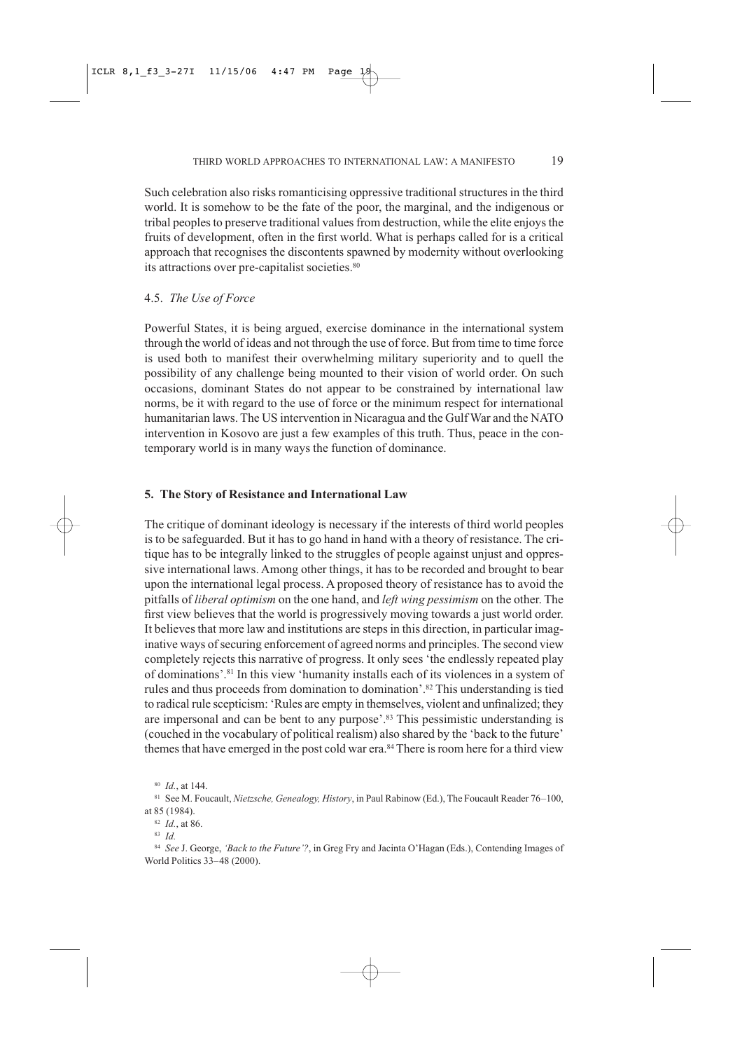Such celebration also risks romanticising oppressive traditional structures in the third world. It is somehow to be the fate of the poor, the marginal, and the indigenous or tribal peoples to preserve traditional values from destruction, while the elite enjoys the fruits of development, often in the first world. What is perhaps called for is a critical approach that recognises the discontents spawned by modernity without overlooking its attractions over pre-capitalist societies.[80]

### 4.5. *The Use of Force*

Powerful States, it is being argued, exercise dominance in the international system through the world of ideas and not through the use of force. But from time to time force is used both to manifest their overwhelming military superiority and to quell the possibility of any challenge being mounted to their vision of world order. On such occasions, dominant States do not appear to be constrained by international law norms, be it with regard to the use of force or the minimum respect for international humanitarian laws. The US intervention in Nicaragua and the Gulf War and the NATO intervention in Kosovo are just a few examples of this truth. Thus, peace in the contemporary world is in many ways the function of dominance.

## 5. The Story of Resistance and International Law

The critique of dominant ideology is necessary if the interests of third world peoples is to be safeguarded. But it has to go hand in hand with a theory of resistance. The critique has to be integrally linked to the struggles of people against unjust and oppressive international laws. Among other things, it has to be recorded and brought to bear upon the international legal process. A proposed theory of resistance has to avoid the pitfalls of *liberal optimism* on the one hand, and *left wing pessimism* on the other. The first view believes that the world is progressively moving towards a just world order. It believes that more law and institutions are steps in this direction, in particular imaginative ways of securing enforcement of agreed norms and principles. The second view completely rejects this narrative of progress. It only sees 'the endlessly repeated play of dominations'.[81] In this view 'humanity installs each of its violences in a system of rules and thus proceeds from domination to domination'.[82] This understanding is tied to radical rule scepticism: 'Rules are empty in themselves, violent and unfinalized; they are impersonal and can be bent to any purpose'.[83] This pessimistic understanding is (couched in the vocabulary of political realism) also shared by the 'back to the future' themes that have emerged in the post cold war era.[84] There is room here for a third view

[80] *Id.*, at 144.

[81] See M. Foucault, *Nietzsche, Genealogy, History*, in Paul Rabinow (Ed.), The Foucault Reader 76–100, at 85 (1984).

[82] *Id.*, at 86.

[83] *Id.*

[84] *See* J. George, *'Back to the Future'?*, in Greg Fry and Jacinta O'Hagan (Eds.), Contending Images of World Politics 33–48 (2000).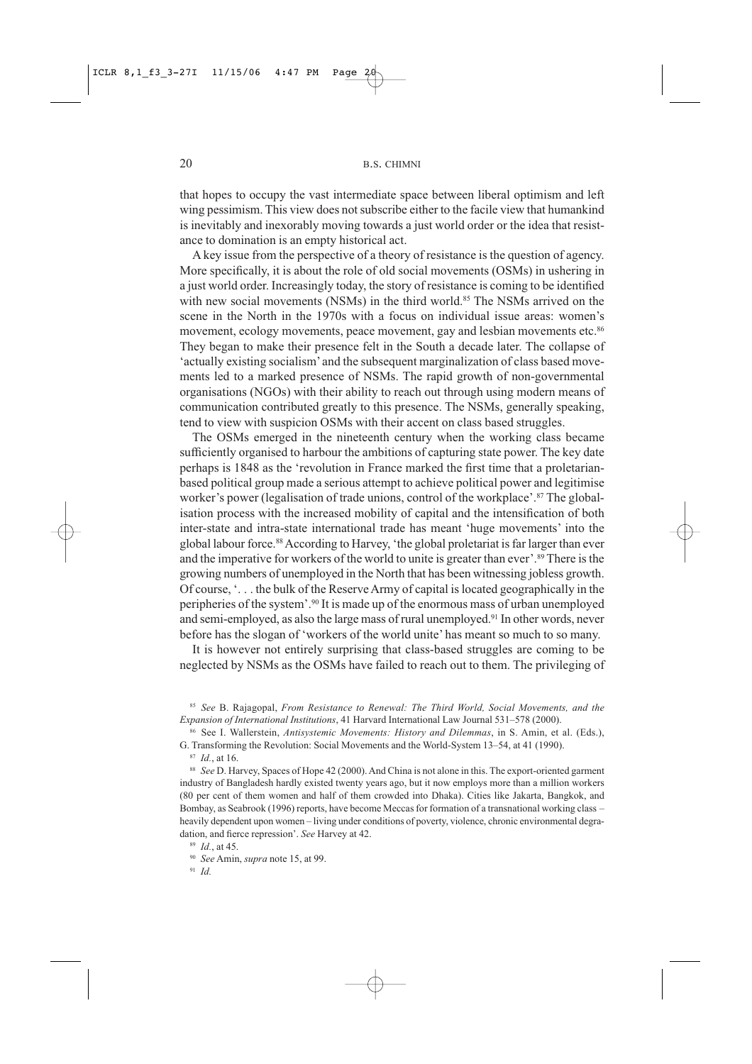that hopes to occupy the vast intermediate space between liberal optimism and left wing pessimism. This view does not subscribe either to the facile view that humankind is inevitably and inexorably moving towards a just world order or the idea that resistance to domination is an empty historical act.

A key issue from the perspective of a theory of resistance is the question of agency. More specifically, it is about the role of old social movements (OSMs) in ushering in a just world order. Increasingly today, the story of resistance is coming to be identified with new social movements (NSMs) in the third world.[85] The NSMs arrived on the scene in the North in the 1970s with a focus on individual issue areas: women's movement, ecology movements, peace movement, gay and lesbian movements etc.[86] They began to make their presence felt in the South a decade later. The collapse of 'actually existing socialism' and the subsequent marginalization of class based movements led to a marked presence of NSMs. The rapid growth of non-governmental organisations (NGOs) with their ability to reach out through using modern means of communication contributed greatly to this presence. The NSMs, generally speaking, tend to view with suspicion OSMs with their accent on class based struggles.

The OSMs emerged in the nineteenth century when the working class became sufficiently organised to harbour the ambitions of capturing state power. The key date perhaps is 1848 as the 'revolution in France marked the first time that a proletarian-based political group made a serious attempt to achieve political power and legitimise worker's power (legalisation of trade unions, control of the workplace'.[87] The globalisation process with the increased mobility of capital and the intensification of both inter-state and intra-state international trade has meant 'huge movements' into the global labour force.[88] According to Harvey, 'the global proletariat is far larger than ever and the imperative for workers of the world to unite is greater than ever'.[89] There is the growing numbers of unemployed in the North that has been witnessing jobless growth. Of course, '. . . the bulk of the Reserve Army of capital is located geographically in the peripheries of the system'.[90] It is made up of the enormous mass of urban unemployed and semi-employed, as also the large mass of rural unemployed.[91] In other words, never before has the slogan of 'workers of the world unite' has meant so much to so many.

It is however not entirely surprising that class-based struggles are coming to be neglected by NSMs as the OSMs have failed to reach out to them. The privileging of

---

[85] *See* B. Rajagopal, *From Resistance to Renewal: The Third World, Social Movements, and the Expansion of International Institutions*, 41 Harvard International Law Journal 531–578 (2000).

[86] See I. Wallerstein, *Antisystemic Movements: History and Dilemmas*, in S. Amin, et al. (Eds.), G. Transforming the Revolution: Social Movements and the World-System 13–54, at 41 (1990).

[87] *Id.*, at 16.

[88] *See* D. Harvey, Spaces of Hope 42 (2000). And China is not alone in this. The export-oriented garment industry of Bangladesh hardly existed twenty years ago, but it now employs more than a million workers (80 per cent of them women and half of them crowded into Dhaka). Cities like Jakarta, Bangkok, and Bombay, as Seabrook (1996) reports, have become Meccas for formation of a transnational working class – heavily dependent upon women – living under conditions of poverty, violence, chronic environmental degradation, and fierce repression'. *See* Harvey at 42.

[89] *Id.*, at 45.

[90] *See* Amin, *supra* note 15, at 99.

[91] *Id.*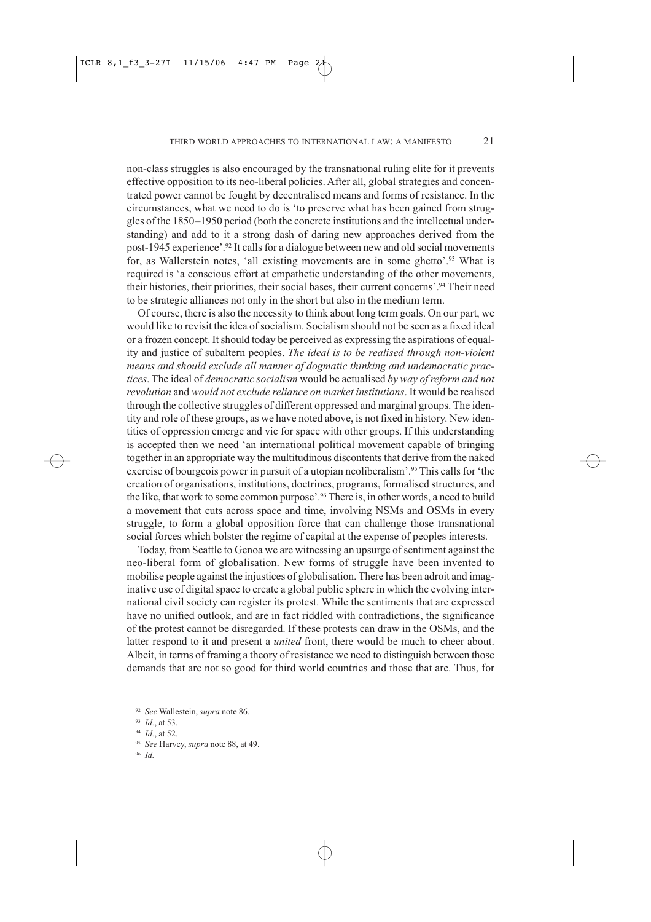non-class struggles is also encouraged by the transnational ruling elite for it prevents effective opposition to its neo-liberal policies. After all, global strategies and concentrated power cannot be fought by decentralised means and forms of resistance. In the circumstances, what we need to do is 'to preserve what has been gained from struggles of the 1850–1950 period (both the concrete institutions and the intellectual understanding) and add to it a strong dash of daring new approaches derived from the post-1945 experience'.[92] It calls for a dialogue between new and old social movements for, as Wallerstein notes, 'all existing movements are in some ghetto'.[93] What is required is 'a conscious effort at empathetic understanding of the other movements, their histories, their priorities, their social bases, their current concerns'.[94] Their need to be strategic alliances not only in the short but also in the medium term.

Of course, there is also the necessity to think about long term goals. On our part, we would like to revisit the idea of socialism. Socialism should not be seen as a fixed ideal or a frozen concept. It should today be perceived as expressing the aspirations of equality and justice of subaltern peoples. *The ideal is to be realised through non-violent means and should exclude all manner of dogmatic thinking and undemocratic practices*. The ideal of *democratic socialism* would be actualised *by way of reform and not revolution* and *would not exclude reliance on market institutions*. It would be realised through the collective struggles of different oppressed and marginal groups. The identity and role of these groups, as we have noted above, is not fixed in history. New identities of oppression emerge and vie for space with other groups. If this understanding is accepted then we need 'an international political movement capable of bringing together in an appropriate way the multitudinous discontents that derive from the naked exercise of bourgeois power in pursuit of a utopian neoliberalism'.[95] This calls for 'the creation of organisations, institutions, doctrines, programs, formalised structures, and the like, that work to some common purpose'.[96] There is, in other words, a need to build a movement that cuts across space and time, involving NSMs and OSMs in every struggle, to form a global opposition force that can challenge those transnational social forces which bolster the regime of capital at the expense of peoples interests.

Today, from Seattle to Genoa we are witnessing an upsurge of sentiment against the neo-liberal form of globalisation. New forms of struggle have been invented to mobilise people against the injustices of globalisation. There has been adroit and imaginative use of digital space to create a global public sphere in which the evolving international civil society can register its protest. While the sentiments that are expressed have no unified outlook, and are in fact riddled with contradictions, the significance of the protest cannot be disregarded. If these protests can draw in the OSMs, and the latter respond to it and present a *united* front, there would be much to cheer about. Albeit, in terms of framing a theory of resistance we need to distinguish between those demands that are not so good for third world countries and those that are. Thus, for

[92] *See* Wallestein, *supra* note 86.

[93] *Id.*, at 53.

[94] *Id.*, at 52.

[95] *See* Harvey, *supra* note 88, at 49.

[96] *Id.*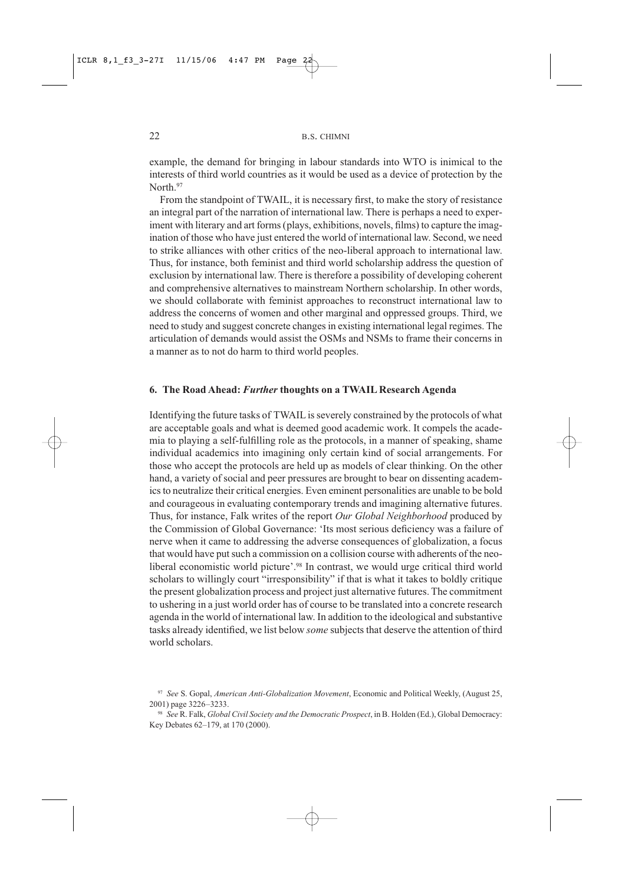example, the demand for bringing in labour standards into WTO is inimical to the interests of third world countries as it would be used as a device of protection by the North.[97]

From the standpoint of TWAIL, it is necessary first, to make the story of resistance an integral part of the narration of international law. There is perhaps a need to experiment with literary and art forms (plays, exhibitions, novels, films) to capture the imagination of those who have just entered the world of international law. Second, we need to strike alliances with other critics of the neo-liberal approach to international law. Thus, for instance, both feminist and third world scholarship address the question of exclusion by international law. There is therefore a possibility of developing coherent and comprehensive alternatives to mainstream Northern scholarship. In other words, we should collaborate with feminist approaches to reconstruct international law to address the concerns of women and other marginal and oppressed groups. Third, we need to study and suggest concrete changes in existing international legal regimes. The articulation of demands would assist the OSMs and NSMs to frame their concerns in a manner as to not do harm to third world peoples.

## 6. The Road Ahead: *Further* thoughts on a TWAIL Research Agenda

Identifying the future tasks of TWAIL is severely constrained by the protocols of what are acceptable goals and what is deemed good academic work. It compels the academia to playing a self-fulfilling role as the protocols, in a manner of speaking, shame individual academics into imagining only certain kind of social arrangements. For those who accept the protocols are held up as models of clear thinking. On the other hand, a variety of social and peer pressures are brought to bear on dissenting academics to neutralize their critical energies. Even eminent personalities are unable to be bold and courageous in evaluating contemporary trends and imagining alternative futures. Thus, for instance, Falk writes of the report *Our Global Neighborhood* produced by the Commission of Global Governance: 'Its most serious deficiency was a failure of nerve when it came to addressing the adverse consequences of globalization, a focus that would have put such a commission on a collision course with adherents of the neo-liberal economistic world picture'.[98] In contrast, we would urge critical third world scholars to willingly court "irresponsibility" if that is what it takes to boldly critique the present globalization process and project just alternative futures. The commitment to ushering in a just world order has of course to be translated into a concrete research agenda in the world of international law. In addition to the ideological and substantive tasks already identified, we list below *some* subjects that deserve the attention of third world scholars.

[97] *See* S. Gopal, *American Anti-Globalization Movement*, Economic and Political Weekly, (August 25, 2001) page 3226–3233.

[98] *See* R. Falk, *Global Civil Society and the Democratic Prospect*, in B. Holden (Ed.), Global Democracy: Key Debates 62–179, at 170 (2000).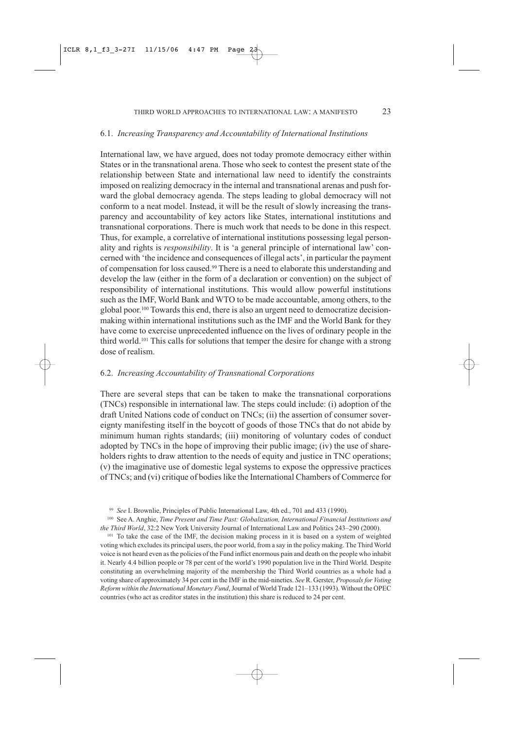### 6.1. *Increasing Transparency and Accountability of International Institutions*

International law, we have argued, does not today promote democracy either within States or in the transnational arena. Those who seek to contest the present state of the relationship between State and international law need to identify the constraints imposed on realizing democracy in the internal and transnational arenas and push forward the global democracy agenda. The steps leading to global democracy will not conform to a neat model. Instead, it will be the result of slowly increasing the transparency and accountability of key actors like States, international institutions and transnational corporations. There is much work that needs to be done in this respect. Thus, for example, a correlative of international institutions possessing legal personality and rights is *responsibility*. It is 'a general principle of international law' concerned with 'the incidence and consequences of illegal acts', in particular the payment of compensation for loss caused.[99] There is a need to elaborate this understanding and develop the law (either in the form of a declaration or convention) on the subject of responsibility of international institutions. This would allow powerful institutions such as the IMF, World Bank and WTO to be made accountable, among others, to the global poor.[100] Towards this end, there is also an urgent need to democratize decision-making within international institutions such as the IMF and the World Bank for they have come to exercise unprecedented influence on the lives of ordinary people in the third world.[101] This calls for solutions that temper the desire for change with a strong dose of realism.

### 6.2. *Increasing Accountability of Transnational Corporations*

There are several steps that can be taken to make the transnational corporations (TNCs) responsible in international law. The steps could include: (i) adoption of the draft United Nations code of conduct on TNCs; (ii) the assertion of consumer sovereignty manifesting itself in the boycott of goods of those TNCs that do not abide by minimum human rights standards; (iii) monitoring of voluntary codes of conduct adopted by TNCs in the hope of improving their public image; (iv) the use of shareholders rights to draw attention to the needs of equity and justice in TNC operations; (v) the imaginative use of domestic legal systems to expose the oppressive practices of TNCs; and (vi) critique of bodies like the International Chambers of Commerce for

---

[99] *See* I. Brownlie, Principles of Public International Law, 4th ed., 701 and 433 (1990).

[100] See A. Anghie, *Time Present and Time Past: Globalization, International Financial Institutions and the Third World*, 32:2 New York University Journal of International Law and Politics 243–290 (2000).

[101] To take the case of the IMF, the decision making process in it is based on a system of weighted voting which excludes its principal users, the poor world, from a say in the policy making. The Third World voice is not heard even as the policies of the Fund inflict enormous pain and death on the people who inhabit it. Nearly 4.4 billion people or 78 per cent of the world's 1990 population live in the Third World. Despite constituting an overwhelming majority of the membership the Third World countries as a whole had a voting share of approximately 34 per cent in the IMF in the mid-nineties. *See* R. Gerster, *Proposals for Voting Reform within the International Monetary Fund*, Journal of World Trade 121–133 (1993). Without the OPEC countries (who act as creditor states in the institution) this share is reduced to 24 per cent.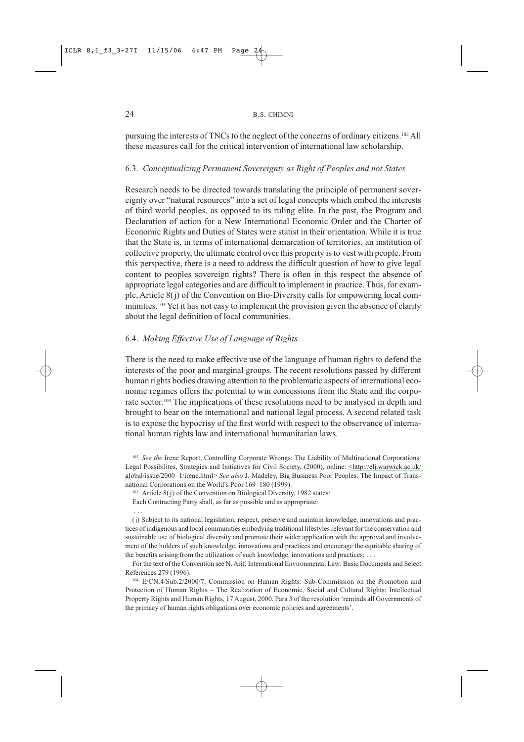pursuing the interests of TNCs to the neglect of the concerns of ordinary citizens.[102] All these measures call for the critical intervention of international law scholarship.

### 6.3. *Conceptualizing Permanent Sovereignty as Right of Peoples and not States*

Research needs to be directed towards translating the principle of permanent sovereignty over "natural resources" into a set of legal concepts which embed the interests of third world peoples, as opposed to its ruling elite. In the past, the Program and Declaration of action for a New International Economic Order and the Charter of Economic Rights and Duties of States were statist in their orientation. While it is true that the State is, in terms of international demarcation of territories, an institution of collective property, the ultimate control over this property is to vest with people. From this perspective, there is a need to address the difficult question of how to give legal content to peoples sovereign rights? There is often in this respect the absence of appropriate legal categories and are difficult to implement in practice. Thus, for example, Article 8(j) of the Convention on Bio-Diversity calls for empowering local communities.[103] Yet it has not easy to implement the provision given the absence of clarity about the legal definition of local communities.

### 6.4. *Making Effective Use of Language of Rights*

There is the need to make effective use of the language of human rights to defend the interests of the poor and marginal groups. The recent resolutions passed by different human rights bodies drawing attention to the problematic aspects of international economic regimes offers the potential to win concessions from the State and the corporate sector.[104] The implications of these resolutions need to be analysed in depth and brought to bear on the international and national legal process. A second related task is to expose the hypocrisy of the first world with respect to the observance of international human rights law and international humanitarian laws.

---

[102] *See the* Irene Report, Controlling Corporate Wrongs: The Liability of Multinational Corporations: Legal Possibilites, Strategies and Initiatives for Civil Society, (2000), online: <http://elj.warwick.ac.uk/global/issue/2000–1/irene.html> *See also* J. Madeley, Big Business Poor Peoples: The Impact of Transnational Corporations on the World's Poor 169–180 (1999).

[103] Article 8(j) of the Convention on Biological Diversity, 1982 states:

Each Contracting Party shall, as far as possible and as appropriate:

. . .

(j) Subject to its national legislation, respect, preserve and maintain knowledge, innovations and practices of indigenous and local communities embodying traditional lifestyles relevant for the conservation and sustainable use of biological diversity and promote their wider application with the approval and involvement of the holders of such knowledge, innovations and practices and encourage the equitable sharing of the benefits arising from the utilization of such knowledge, innovations and practices; . . .

For the text of the Convention see N. Arif, International Environmental Law: Basic Documents and Select References 279 (1996).

[104] E/CN.4/Sub.2/2000/7, Commission on Human Rights: Sub-Commission on the Promotion and Protection of Human Rights – The Realization of Economic, Social and Cultural Rights: Intellectual Property Rights and Human Rights, 17 August, 2000. Para 3 of the resolution 'reminds all Governments of the primacy of human rights obligations over economic policies and agreements'.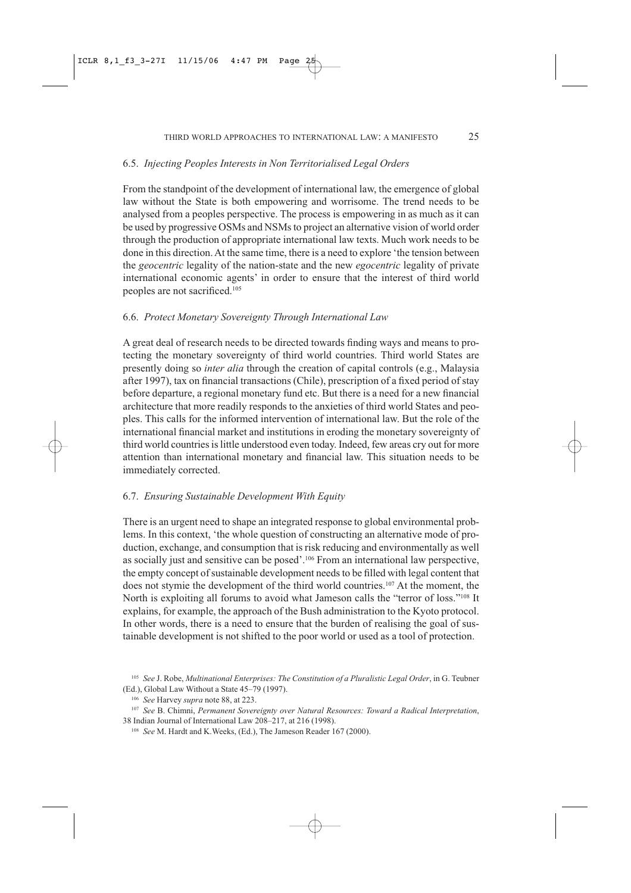### 6.5. *Injecting Peoples Interests in Non Territorialised Legal Orders*

From the standpoint of the development of international law, the emergence of global law without the State is both empowering and worrisome. The trend needs to be analysed from a peoples perspective. The process is empowering in as much as it can be used by progressive OSMs and NSMs to project an alternative vision of world order through the production of appropriate international law texts. Much work needs to be done in this direction. At the same time, there is a need to explore 'the tension between the *geocentric* legality of the nation-state and the new *egocentric* legality of private international economic agents' in order to ensure that the interest of third world peoples are not sacrificed.[105]

### 6.6. *Protect Monetary Sovereignty Through International Law*

A great deal of research needs to be directed towards finding ways and means to protecting the monetary sovereignty of third world countries. Third world States are presently doing so *inter alia* through the creation of capital controls (e.g., Malaysia after 1997), tax on financial transactions (Chile), prescription of a fixed period of stay before departure, a regional monetary fund etc. But there is a need for a new financial architecture that more readily responds to the anxieties of third world States and peoples. This calls for the informed intervention of international law. But the role of the international financial market and institutions in eroding the monetary sovereignty of third world countries is little understood even today. Indeed, few areas cry out for more attention than international monetary and financial law. This situation needs to be immediately corrected.

### 6.7. *Ensuring Sustainable Development With Equity*

There is an urgent need to shape an integrated response to global environmental problems. In this context, 'the whole question of constructing an alternative mode of production, exchange, and consumption that is risk reducing and environmentally as well as socially just and sensitive can be posed'.[106] From an international law perspective, the empty concept of sustainable development needs to be filled with legal content that does not stymie the development of the third world countries.[107] At the moment, the North is exploiting all forums to avoid what Jameson calls the "terror of loss."[108] It explains, for example, the approach of the Bush administration to the Kyoto protocol. In other words, there is a need to ensure that the burden of realising the goal of sustainable development is not shifted to the poor world or used as a tool of protection.

---

[105] *See* J. Robe, *Multinational Enterprises: The Constitution of a Pluralistic Legal Order*, in G. Teubner (Ed.), Global Law Without a State 45–79 (1997).

[106] *See* Harvey *supra* note 88, at 223.

[107] *See* B. Chimni, *Permanent Sovereignty over Natural Resources: Toward a Radical Interpretation*, 38 Indian Journal of International Law 208–217, at 216 (1998).

[108] *See* M. Hardt and K.Weeks, (Ed.), The Jameson Reader 167 (2000).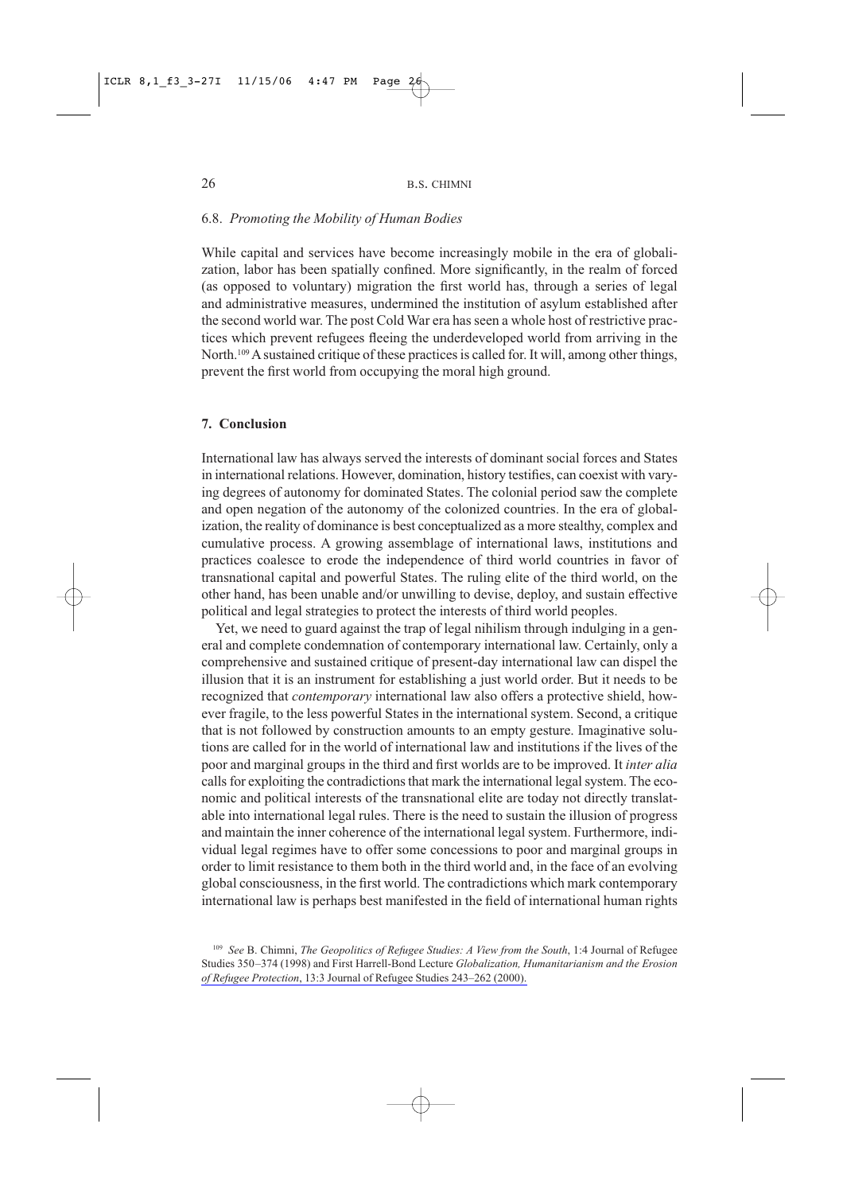### 6.8. *Promoting the Mobility of Human Bodies*

While capital and services have become increasingly mobile in the era of globalization, labor has been spatially confined. More significantly, in the realm of forced (as opposed to voluntary) migration the first world has, through a series of legal and administrative measures, undermined the institution of asylum established after the second world war. The post Cold War era has seen a whole host of restrictive practices which prevent refugees fleeing the underdeveloped world from arriving in the North.[109] A sustained critique of these practices is called for. It will, among other things, prevent the first world from occupying the moral high ground.

## 7. Conclusion

International law has always served the interests of dominant social forces and States in international relations. However, domination, history testifies, can coexist with varying degrees of autonomy for dominated States. The colonial period saw the complete and open negation of the autonomy of the colonized countries. In the era of globalization, the reality of dominance is best conceptualized as a more stealthy, complex and cumulative process. A growing assemblage of international laws, institutions and practices coalesce to erode the independence of third world countries in favor of transnational capital and powerful States. The ruling elite of the third world, on the other hand, has been unable and/or unwilling to devise, deploy, and sustain effective political and legal strategies to protect the interests of third world peoples.

Yet, we need to guard against the trap of legal nihilism through indulging in a general and complete condemnation of contemporary international law. Certainly, only a comprehensive and sustained critique of present-day international law can dispel the illusion that it is an instrument for establishing a just world order. But it needs to be recognized that *contemporary* international law also offers a protective shield, however fragile, to the less powerful States in the international system. Second, a critique that is not followed by construction amounts to an empty gesture. Imaginative solutions are called for in the world of international law and institutions if the lives of the poor and marginal groups in the third and first worlds are to be improved. It *inter alia* calls for exploiting the contradictions that mark the international legal system. The economic and political interests of the transnational elite are today not directly translatable into international legal rules. There is the need to sustain the illusion of progress and maintain the inner coherence of the international legal system. Furthermore, individual legal regimes have to offer some concessions to poor and marginal groups in order to limit resistance to them both in the third world and, in the face of an evolving global consciousness, in the first world. The contradictions which mark contemporary international law is perhaps best manifested in the field of international human rights

[109] *See* B. Chimni, *The Geopolitics of Refugee Studies: A View from the South*, 1:4 Journal of Refugee Studies 350–374 (1998) and First Harrell-Bond Lecture *Globalization, Humanitarianism and the Erosion of Refugee Protection*, 13:3 Journal of Refugee Studies 243–262 (2000).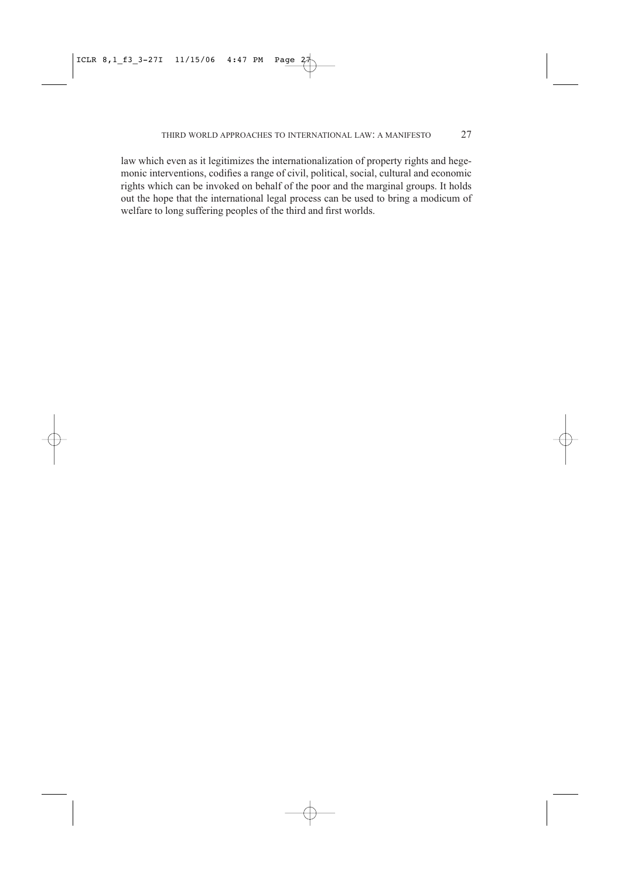law which even as it legitimizes the internationalization of property rights and hegemonic interventions, codifies a range of civil, political, social, cultural and economic rights which can be invoked on behalf of the poor and the marginal groups. It holds out the hope that the international legal process can be used to bring a modicum of welfare to long suffering peoples of the third and first worlds.